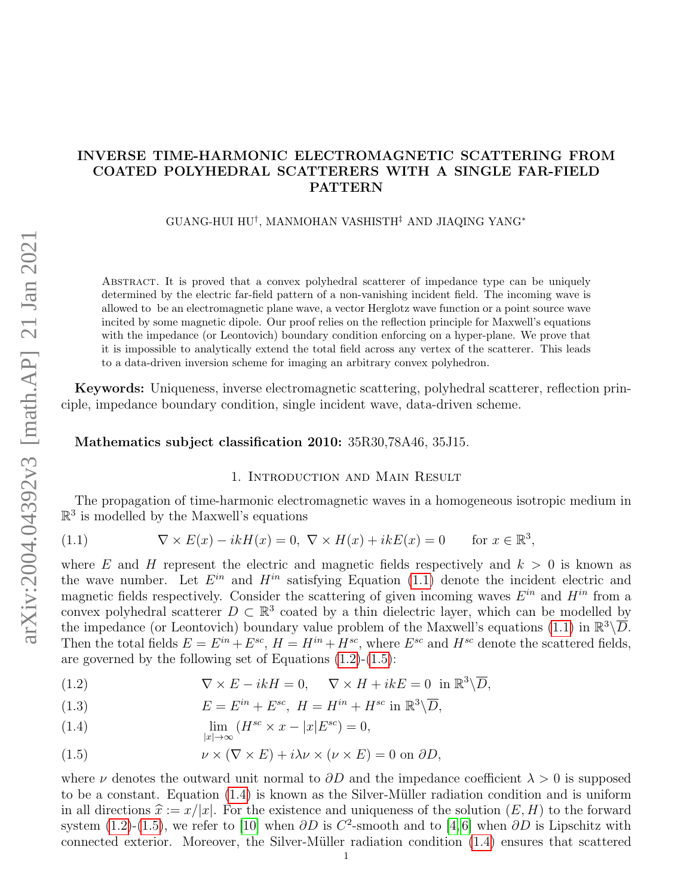# INVERSE TIME-HARMONIC ELECTROMAGNETIC SCATTERING FROM COATED POLYHEDRAL SCATTERERS WITH A SINGLE FAR-FIELD PATTERN

GUANG-HUI HU[†], MANMOHAN VASHISTH[‡] AND JIAQING YANG[*]

Abstract. It is proved that a convex polyhedral scatterer of impedance type can be uniquely determined by the electric far-field pattern of a non-vanishing incident field. The incoming wave is allowed to be an electromagnetic plane wave, a vector Herglotz wave function or a point source wave incited by some magnetic dipole. Our proof relies on the reflection principle for Maxwell's equations with the impedance (or Leontovich) boundary condition enforcing on a hyper-plane. We prove that it is impossible to analytically extend the total field across any vertex of the scatterer. This leads to a data-driven inversion scheme for imaging an arbitrary convex polyhedron.

**Keywords:** Uniqueness, inverse electromagnetic scattering, polyhedral scatterer, reflection principle, impedance boundary condition, single incident wave, data-driven scheme.

**Mathematics subject classification 2010:** 35R30,78A46, 35J15.

## 1. Introduction and Main Result

The propagation of time-harmonic electromagnetic waves in a homogeneous isotropic medium in $\mathbb{R}^3$ is modelled by the Maxwell's equations

$$\nabla\times E(x) - ikH(x) = 0,\ \nabla\times H(x) + ikE(x) = 0 \qquad \text{for } x\in\mathbb{R}^3, \tag{1.1}$$

where $E$ and $H$ represent the electric and magnetic fields respectively and $k>0$ is known as the wave number. Let $E^{in}$ and $H^{in}$ satisfying Equation (1.1) denote the incident electric and magnetic fields respectively. Consider the scattering of given incoming waves $E^{in}$ and $H^{in}$ from a convex polyhedral scatterer $D\subset\mathbb{R}^3$ coated by a thin dielectric layer, which can be modelled by the impedance (or Leontovich) boundary value problem of the Maxwell's equations (1.1) in $\mathbb{R}^3\backslash\overline{D}$. Then the total fields $E=E^{in}+E^{sc}$, $H=H^{in}+H^{sc}$, where $E^{sc}$ and $H^{sc}$ denote the scattered fields, are governed by the following set of Equations (1.2)-(1.5):

$$\nabla\times E - ikH = 0, \quad \nabla\times H + ikE = 0 \ \text{ in } \mathbb{R}^3\backslash\overline{D}, \tag{1.2}$$

$$E = E^{in}+E^{sc},\ H = H^{in}+H^{sc} \text{ in } \mathbb{R}^3\backslash\overline{D}, \tag{1.3}$$

$$\lim_{|x|\to\infty}(H^{sc}\times x - |x|E^{sc}) = 0, \tag{1.4}$$

$$\nu\times(\nabla\times E) + i\lambda\nu\times(\nu\times E) = 0 \text{ on } \partial D, \tag{1.5}$$

where $\nu$ denotes the outward unit normal to $\partial D$ and the impedance coefficient $\lambda>0$ is supposed to be a constant. Equation (1.4) is known as the Silver-Müller radiation condition and is uniform in all directions $\widehat{x}:=x/|x|$. For the existence and uniqueness of the solution $(E,H)$ to the forward system (1.2)-(1.5), we refer to [10] when $\partial D$ is $C^2$-smooth and to [4,6] when $\partial D$ is Lipschitz with connected exterior. Moreover, the Silver-Müller radiation condition (1.4) ensures that scattered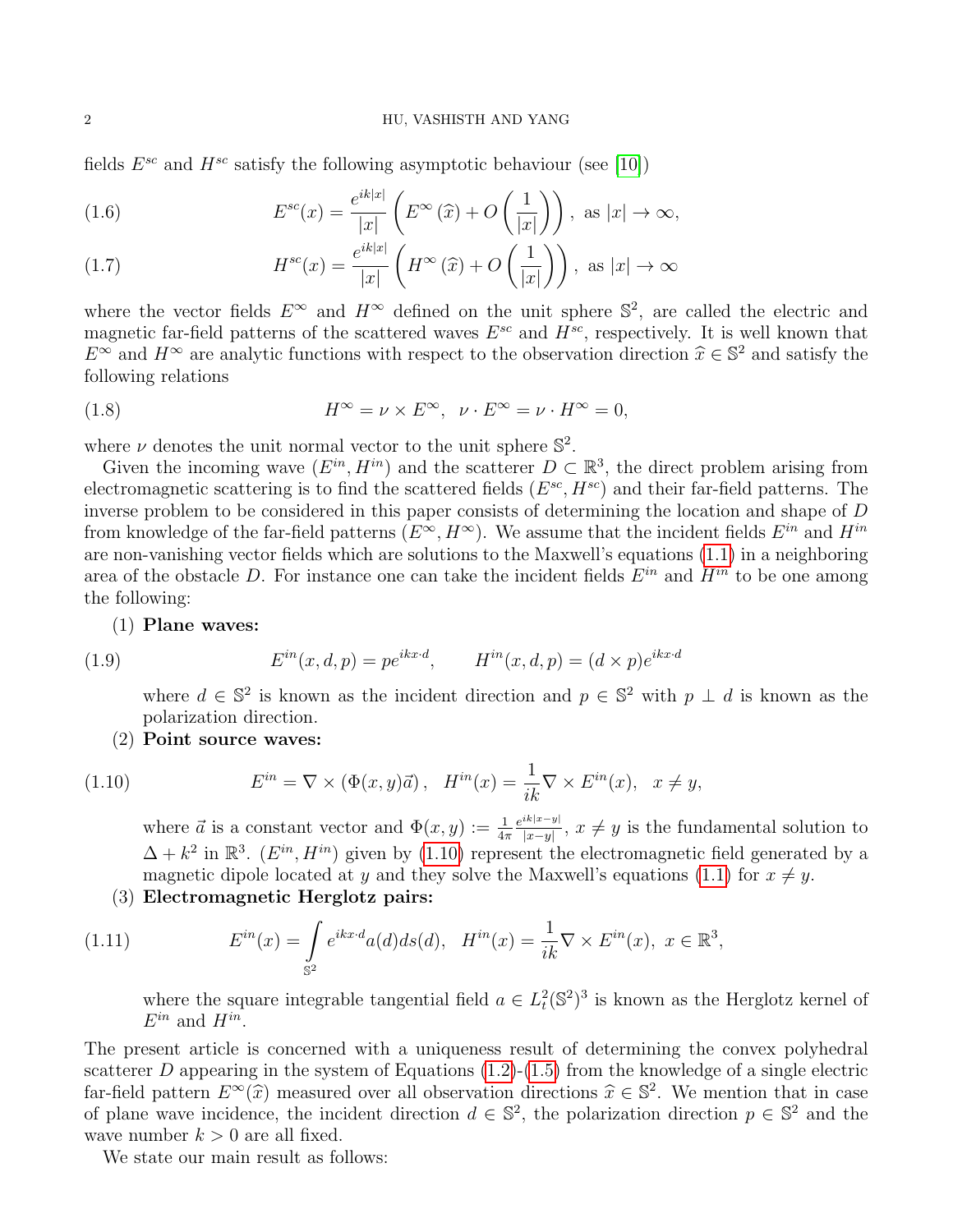fields $E^{sc}$ and $H^{sc}$ satisfy the following asymptotic behaviour (see [10])

$$E^{sc}(x) = \frac{e^{ik|x|}}{|x|}\left(E^{\infty}(\widehat{x}) + O\left(\frac{1}{|x|}\right)\right), \text{ as } |x| \to \infty, \tag{1.6}$$

$$H^{sc}(x) = \frac{e^{ik|x|}}{|x|}\left(H^{\infty}(\widehat{x}) + O\left(\frac{1}{|x|}\right)\right), \text{ as } |x| \to \infty \tag{1.7}$$

where the vector fields $E^{\infty}$ and $H^{\infty}$ defined on the unit sphere $\mathbb{S}^2$, are called the electric and magnetic far-field patterns of the scattered waves $E^{sc}$ and $H^{sc}$, respectively. It is well known that $E^{\infty}$ and $H^{\infty}$ are analytic functions with respect to the observation direction $\widehat{x} \in \mathbb{S}^2$ and satisfy the following relations

$$H^{\infty} = \nu \times E^{\infty}, \quad \nu \cdot E^{\infty} = \nu \cdot H^{\infty} = 0, \tag{1.8}$$

where $\nu$ denotes the unit normal vector to the unit sphere $\mathbb{S}^2$.

Given the incoming wave $(E^{in}, H^{in})$ and the scatterer $D \subset \mathbb{R}^3$, the direct problem arising from electromagnetic scattering is to find the scattered fields $(E^{sc}, H^{sc})$ and their far-field patterns. The inverse problem to be considered in this paper consists of determining the location and shape of $D$ from knowledge of the far-field patterns $(E^{\infty}, H^{\infty})$. We assume that the incident fields $E^{in}$ and $H^{in}$ are non-vanishing vector fields which are solutions to the Maxwell's equations (1.1) in a neighboring area of the obstacle $D$. For instance one can take the incident fields $E^{in}$ and $H^{in}$ to be one among the following:

(1) **Plane waves:**

$$E^{in}(x, d, p) = pe^{ikx\cdot d}, \qquad H^{in}(x, d, p) = (d \times p)e^{ikx\cdot d} \tag{1.9}$$

where $d \in \mathbb{S}^2$ is known as the incident direction and $p \in \mathbb{S}^2$ with $p \perp d$ is known as the polarization direction.

(2) **Point source waves:**

$$E^{in} = \nabla \times (\Phi(x, y)\vec{a}), \quad H^{in}(x) = \frac{1}{ik}\nabla \times E^{in}(x), \quad x \neq y, \tag{1.10}$$

where $\vec{a}$ is a constant vector and $\Phi(x, y) := \frac{1}{4\pi}\frac{e^{ik|x-y|}}{|x-y|}$, $x \neq y$ is the fundamental solution to $\Delta + k^2$ in $\mathbb{R}^3$. $(E^{in}, H^{in})$ given by (1.10) represent the electromagnetic field generated by a magnetic dipole located at $y$ and they solve the Maxwell's equations (1.1) for $x \neq y$.

(3) **Electromagnetic Herglotz pairs:**

$$E^{in}(x) = \int_{\mathbb{S}^2} e^{ikx\cdot d}a(d)ds(d), \quad H^{in}(x) = \frac{1}{ik}\nabla \times E^{in}(x), \ x \in \mathbb{R}^3, \tag{1.11}$$

where the square integrable tangential field $a \in L_t^2(\mathbb{S}^2)^3$ is known as the Herglotz kernel of $E^{in}$ and $H^{in}$.

The present article is concerned with a uniqueness result of determining the convex polyhedral scatterer $D$ appearing in the system of Equations (1.2)-(1.5) from the knowledge of a single electric far-field pattern $E^{\infty}(\widehat{x})$ measured over all observation directions $\widehat{x} \in \mathbb{S}^2$. We mention that in case of plane wave incidence, the incident direction $d \in \mathbb{S}^2$, the polarization direction $p \in \mathbb{S}^2$ and the wave number $k > 0$ are all fixed.

We state our main result as follows: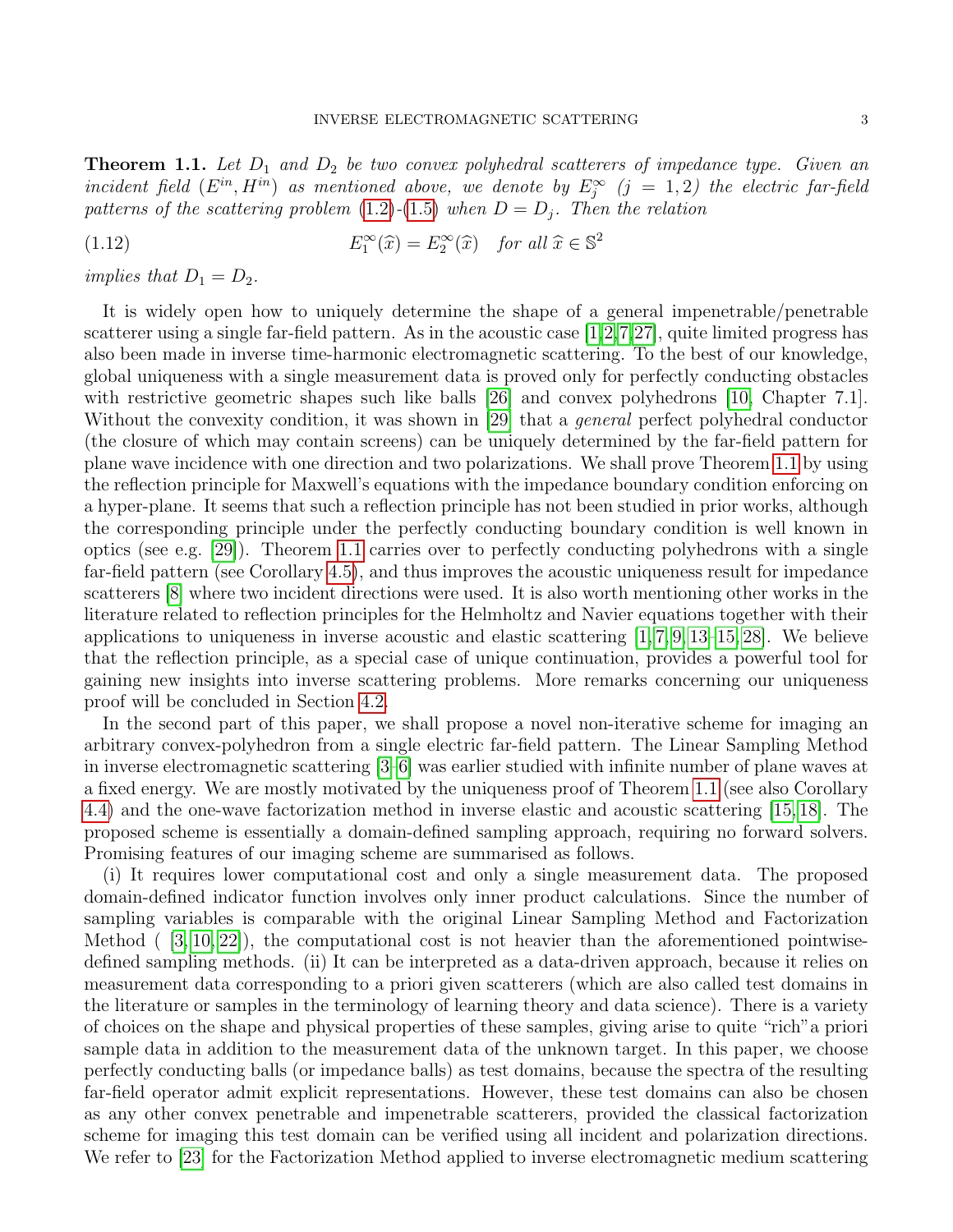**Theorem 1.1.** *Let $D_1$ and $D_2$ be two convex polyhedral scatterers of impedance type. Given an incident field $(E^{in}, H^{in})$ as mentioned above, we denote by $E_j^\infty$ $(j = 1, 2)$ the electric far-field patterns of the scattering problem (1.2)-(1.5) when $D = D_j$. Then the relation*

$$E_1^\infty(\widehat{x}) = E_2^\infty(\widehat{x}) \quad \text{for all } \widehat{x} \in \mathbb{S}^2 \tag{1.12}$$

*implies that $D_1 = D_2$.*

It is widely open how to uniquely determine the shape of a general impenetrable/penetrable scatterer using a single far-field pattern. As in the acoustic case [1,2,7,27], quite limited progress has also been made in inverse time-harmonic electromagnetic scattering. To the best of our knowledge, global uniqueness with a single measurement data is proved only for perfectly conducting obstacles with restrictive geometric shapes such like balls [26] and convex polyhedrons [10, Chapter 7.1]. Without the convexity condition, it was shown in [29] that a *general* perfect polyhedral conductor (the closure of which may contain screens) can be uniquely determined by the far-field pattern for plane wave incidence with one direction and two polarizations. We shall prove Theorem 1.1 by using the reflection principle for Maxwell's equations with the impedance boundary condition enforcing on a hyper-plane. It seems that such a reflection principle has not been studied in prior works, although the corresponding principle under the perfectly conducting boundary condition is well known in optics (see e.g. [29]). Theorem 1.1 carries over to perfectly conducting polyhedrons with a single far-field pattern (see Corollary 4.5), and thus improves the acoustic uniqueness result for impedance scatterers [8] where two incident directions were used. It is also worth mentioning other works in the literature related to reflection principles for the Helmholtz and Navier equations together with their applications to uniqueness in inverse acoustic and elastic scattering [1,7,9,13–15,28]. We believe that the reflection principle, as a special case of unique continuation, provides a powerful tool for gaining new insights into inverse scattering problems. More remarks concerning our uniqueness proof will be concluded in Section 4.2.

In the second part of this paper, we shall propose a novel non-iterative scheme for imaging an arbitrary convex-polyhedron from a single electric far-field pattern. The Linear Sampling Method in inverse electromagnetic scattering [3–6] was earlier studied with infinite number of plane waves at a fixed energy. We are mostly motivated by the uniqueness proof of Theorem 1.1 (see also Corollary 4.4) and the one-wave factorization method in inverse elastic and acoustic scattering [15,18]. The proposed scheme is essentially a domain-defined sampling approach, requiring no forward solvers. Promising features of our imaging scheme are summarised as follows.

(i) It requires lower computational cost and only a single measurement data. The proposed domain-defined indicator function involves only inner product calculations. Since the number of sampling variables is comparable with the original Linear Sampling Method and Factorization Method ( [3,10,22]), the computational cost is not heavier than the aforementioned pointwise-defined sampling methods. (ii) It can be interpreted as a data-driven approach, because it relies on measurement data corresponding to a priori given scatterers (which are also called test domains in the literature or samples in the terminology of learning theory and data science). There is a variety of choices on the shape and physical properties of these samples, giving rise to quite "rich" a priori sample data in addition to the measurement data of the unknown target. In this paper, we choose perfectly conducting balls (or impedance balls) as test domains, because the spectra of the resulting far-field operator admit explicit representations. However, these test domains can also be chosen as any other convex penetrable and impenetrable scatterers, provided the classical factorization scheme for imaging this test domain can be verified using all incident and polarization directions. We refer to [23] for the Factorization Method applied to inverse electromagnetic medium scattering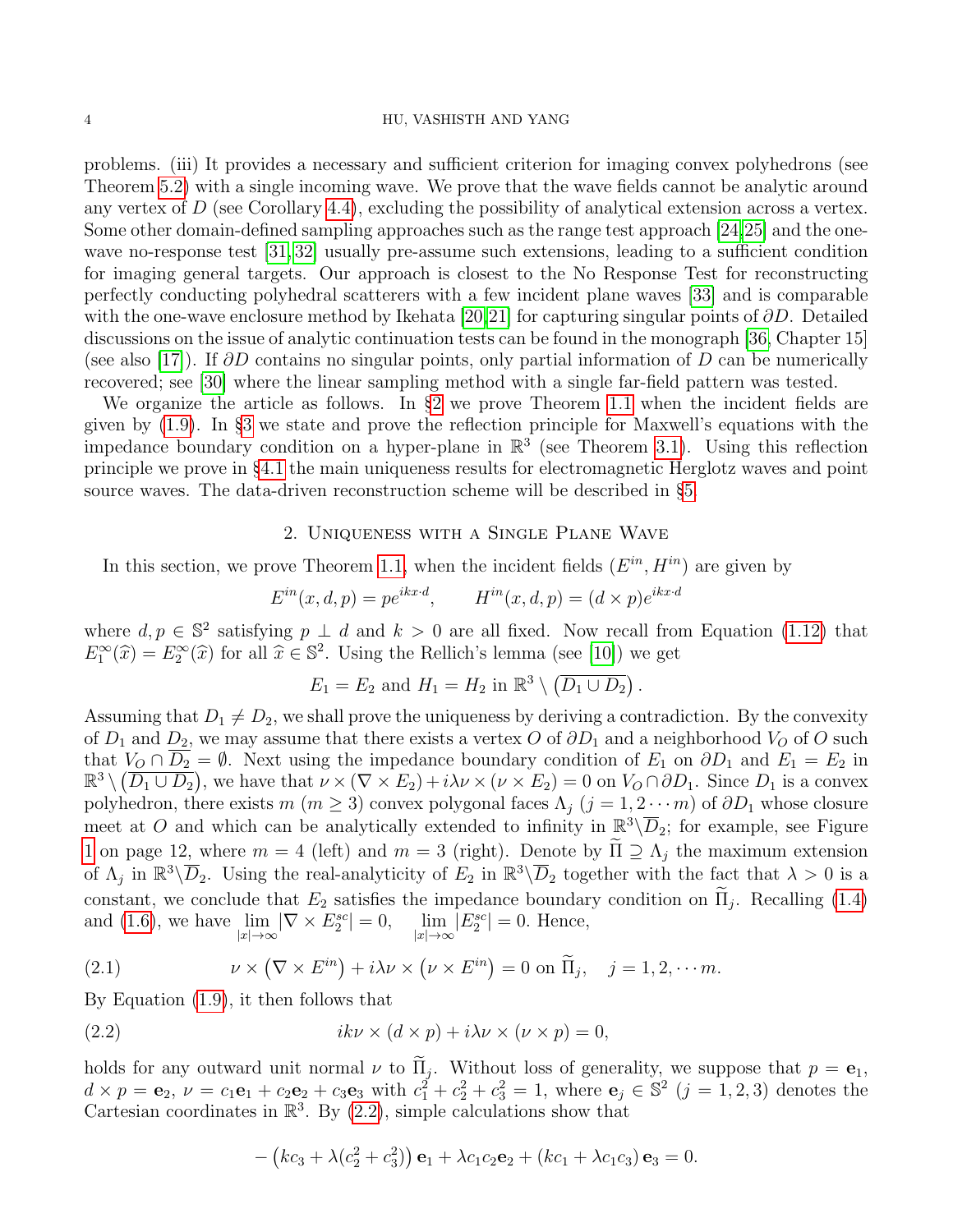problems. (iii) It provides a necessary and sufficient criterion for imaging convex polyhedrons (see Theorem 5.2) with a single incoming wave. We prove that the wave fields cannot be analytic around any vertex of $D$ (see Corollary 4.4), excluding the possibility of analytical extension across a vertex. Some other domain-defined sampling approaches such as the range test approach [24,25] and the one-wave no-response test [31,32] usually pre-assume such extensions, leading to a sufficient condition for imaging general targets. Our approach is closest to the No Response Test for reconstructing perfectly conducting polyhedral scatterers with a few incident plane waves [33] and is comparable with the one-wave enclosure method by Ikehata [20,21] for capturing singular points of $\partial D$. Detailed discussions on the issue of analytic continuation tests can be found in the monograph [36, Chapter 15] (see also [17]). If $\partial D$ contains no singular points, only partial information of $D$ can be numerically recovered; see [30] where the linear sampling method with a single far-field pattern was tested.

We organize the article as follows. In §2 we prove Theorem 1.1 when the incident fields are given by (1.9). In §3 we state and prove the reflection principle for Maxwell's equations with the impedance boundary condition on a hyper-plane in $\mathbb{R}^3$ (see Theorem 3.1). Using this reflection principle we prove in §4.1 the main uniqueness results for electromagnetic Herglotz waves and point source waves. The data-driven reconstruction scheme will be described in §5.

## 2. Uniqueness with a Single Plane Wave

In this section, we prove Theorem 1.1, when the incident fields $(E^{in}, H^{in})$ are given by

$$E^{in}(x,d,p) = pe^{ikx\cdot d}, \qquad H^{in}(x,d,p) = (d\times p)e^{ikx\cdot d}$$

where $d, p \in \mathbb{S}^2$ satisfying $p \perp d$ and $k > 0$ are all fixed. Now recall from Equation (1.12) that $E_1^\infty(\widehat{x}) = E_2^\infty(\widehat{x})$ for all $\widehat{x} \in \mathbb{S}^2$. Using the Rellich's lemma (see [10]) we get

$$E_1 = E_2 \text{ and } H_1 = H_2 \text{ in } \mathbb{R}^3 \setminus \left(\overline{D_1 \cup D_2}\right).$$

Assuming that $D_1 \neq D_2$, we shall prove the uniqueness by deriving a contradiction. By the convexity of $D_1$ and $D_2$, we may assume that there exists a vertex $O$ of $\partial D_1$ and a neighborhood $V_O$ of $O$ such that $V_O \cap \overline{D_2} = \emptyset$. Next using the impedance boundary condition of $E_1$ on $\partial D_1$ and $E_1 = E_2$ in $\mathbb{R}^3 \setminus \left(\overline{D_1 \cup D_2}\right)$, we have that $\nu \times (\nabla \times E_2) + i\lambda \nu \times (\nu \times E_2) = 0$ on $V_O \cap \partial D_1$. Since $D_1$ is a convex polyhedron, there exists $m$ ($m \geq 3$) convex polygonal faces $\Lambda_j$ ($j = 1, 2 \cdots m$) of $\partial D_1$ whose closure meet at $O$ and which can be analytically extended to infinity in $\mathbb{R}^3 \backslash \overline{D}_2$; for example, see Figure 1 on page 12, where $m = 4$ (left) and $m = 3$ (right). Denote by $\widetilde{\Pi} \supseteq \Lambda_j$ the maximum extension of $\Lambda_j$ in $\mathbb{R}^3 \backslash \overline{D}_2$. Using the real-analyticity of $E_2$ in $\mathbb{R}^3 \backslash \overline{D}_2$ together with the fact that $\lambda > 0$ is a constant, we conclude that $E_2$ satisfies the impedance boundary condition on $\widetilde{\Pi}_j$. Recalling (1.4) and (1.6), we have $\lim_{|x|\to\infty} |\nabla \times E_2^{sc}| = 0$, $\lim_{|x|\to\infty} |E_2^{sc}| = 0$. Hence,

$$\nu \times \left(\nabla \times E^{in}\right) + i\lambda \nu \times \left(\nu \times E^{in}\right) = 0 \text{ on } \widetilde{\Pi}_j, \quad j = 1, 2, \cdots m. \tag{2.1}$$

By Equation (1.9), it then follows that

$$ik\nu \times (d \times p) + i\lambda \nu \times (\nu \times p) = 0, \tag{2.2}$$

holds for any outward unit normal $\nu$ to $\widetilde{\Pi}_j$. Without loss of generality, we suppose that $p = \mathbf{e}_1$, $d \times p = \mathbf{e}_2$, $\nu = c_1\mathbf{e}_1 + c_2\mathbf{e}_2 + c_3\mathbf{e}_3$ with $c_1^2 + c_2^2 + c_3^2 = 1$, where $\mathbf{e}_j \in \mathbb{S}^2$ ($j = 1, 2, 3$) denotes the Cartesian coordinates in $\mathbb{R}^3$. By (2.2), simple calculations show that

$$-\left(kc_3 + \lambda(c_2^2 + c_3^2)\right)\mathbf{e}_1 + \lambda c_1 c_2 \mathbf{e}_2 + (kc_1 + \lambda c_1 c_3)\mathbf{e}_3 = 0.$$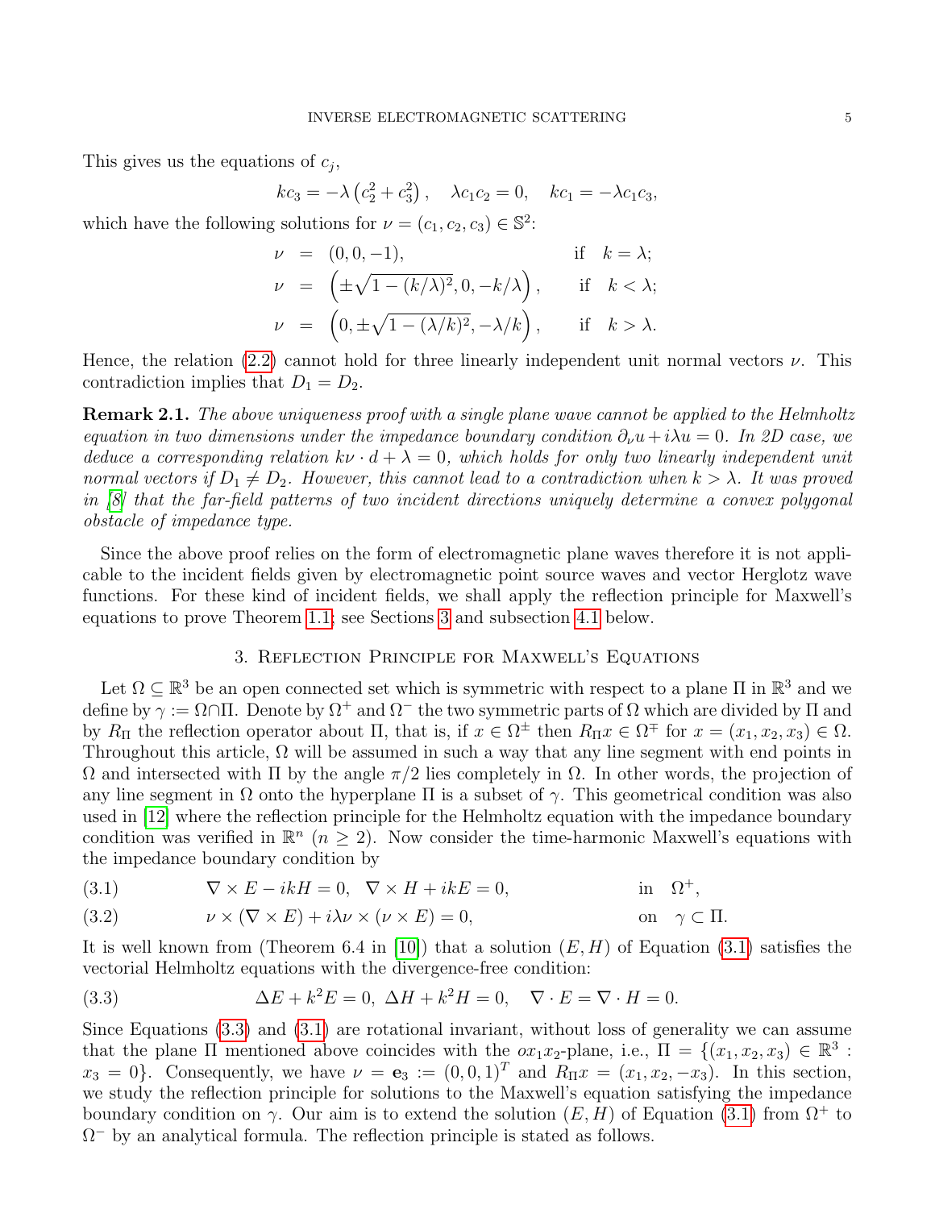This gives us the equations of $c_j$,

$$kc_3 = -\lambda\left(c_2^2 + c_3^2\right), \quad \lambda c_1 c_2 = 0, \quad kc_1 = -\lambda c_1 c_3,$$

which have the following solutions for $\nu = (c_1, c_2, c_3) \in \mathbb{S}^2$:

$$\begin{aligned}
\nu &= (0, 0, -1), && \text{if} \quad k = \lambda; \\
\nu &= \left(\pm\sqrt{1-(k/\lambda)^2}, 0, -k/\lambda\right), && \text{if} \quad k < \lambda; \\
\nu &= \left(0, \pm\sqrt{1-(\lambda/k)^2}, -\lambda/k\right), && \text{if} \quad k > \lambda.
\end{aligned}$$

Hence, the relation (2.2) cannot hold for three linearly independent unit normal vectors $\nu$. This contradiction implies that $D_1 = D_2$.

**Remark 2.1.** *The above uniqueness proof with a single plane wave cannot be applied to the Helmholtz equation in two dimensions under the impedance boundary condition $\partial_\nu u + i\lambda u = 0$. In 2D case, we deduce a corresponding relation $k\nu \cdot d + \lambda = 0$, which holds for only two linearly independent unit normal vectors if $D_1 \neq D_2$. However, this cannot lead to a contradiction when $k > \lambda$. It was proved in [8] that the far-field patterns of two incident directions uniquely determine a convex polygonal obstacle of impedance type.*

Since the above proof relies on the form of electromagnetic plane waves therefore it is not applicable to the incident fields given by electromagnetic point source waves and vector Herglotz wave functions. For these kind of incident fields, we shall apply the reflection principle for Maxwell's equations to prove Theorem 1.1; see Sections 3 and subsection 4.1 below.

## 3. Reflection Principle for Maxwell's Equations

Let $\Omega \subseteq \mathbb{R}^3$ be an open connected set which is symmetric with respect to a plane $\Pi$ in $\mathbb{R}^3$ and we define by $\gamma := \Omega \cap \Pi$. Denote by $\Omega^+$ and $\Omega^-$ the two symmetric parts of $\Omega$ which are divided by $\Pi$ and by $R_\Pi$ the reflection operator about $\Pi$, that is, if $x \in \Omega^\pm$ then $R_\Pi x \in \Omega^\mp$ for $x = (x_1, x_2, x_3) \in \Omega$. Throughout this article, $\Omega$ will be assumed in such a way that any line segment with end points in $\Omega$ and intersected with $\Pi$ by the angle $\pi/2$ lies completely in $\Omega$. In other words, the projection of any line segment in $\Omega$ onto the hyperplane $\Pi$ is a subset of $\gamma$. This geometrical condition was also used in [12] where the reflection principle for the Helmholtz equation with the impedance boundary condition was verified in $\mathbb{R}^n$ $(n \geq 2)$. Now consider the time-harmonic Maxwell's equations with the impedance boundary condition by

$$\nabla \times E - ikH = 0, \quad \nabla \times H + ikE = 0, \qquad \text{in} \quad \Omega^+, \tag{3.1}$$

$$\nu \times (\nabla \times E) + i\lambda\nu \times (\nu \times E) = 0, \qquad \text{on} \quad \gamma \subset \Pi. \tag{3.2}$$

It is well known from (Theorem 6.4 in [10]) that a solution $(E, H)$ of Equation (3.1) satisfies the vectorial Helmholtz equations with the divergence-free condition:

$$\Delta E + k^2 E = 0, \ \Delta H + k^2 H = 0, \quad \nabla \cdot E = \nabla \cdot H = 0. \tag{3.3}$$

Since Equations (3.3) and (3.1) are rotational invariant, without loss of generality we can assume that the plane $\Pi$ mentioned above coincides with the $ox_1x_2$-plane, i.e., $\Pi = \{(x_1, x_2, x_3) \in \mathbb{R}^3 : x_3 = 0\}$. Consequently, we have $\nu = \mathbf{e}_3 := (0, 0, 1)^T$ and $R_\Pi x = (x_1, x_2, -x_3)$. In this section, we study the reflection principle for solutions to the Maxwell's equation satisfying the impedance boundary condition on $\gamma$. Our aim is to extend the solution $(E, H)$ of Equation (3.1) from $\Omega^+$ to $\Omega^-$ by an analytical formula. The reflection principle is stated as follows.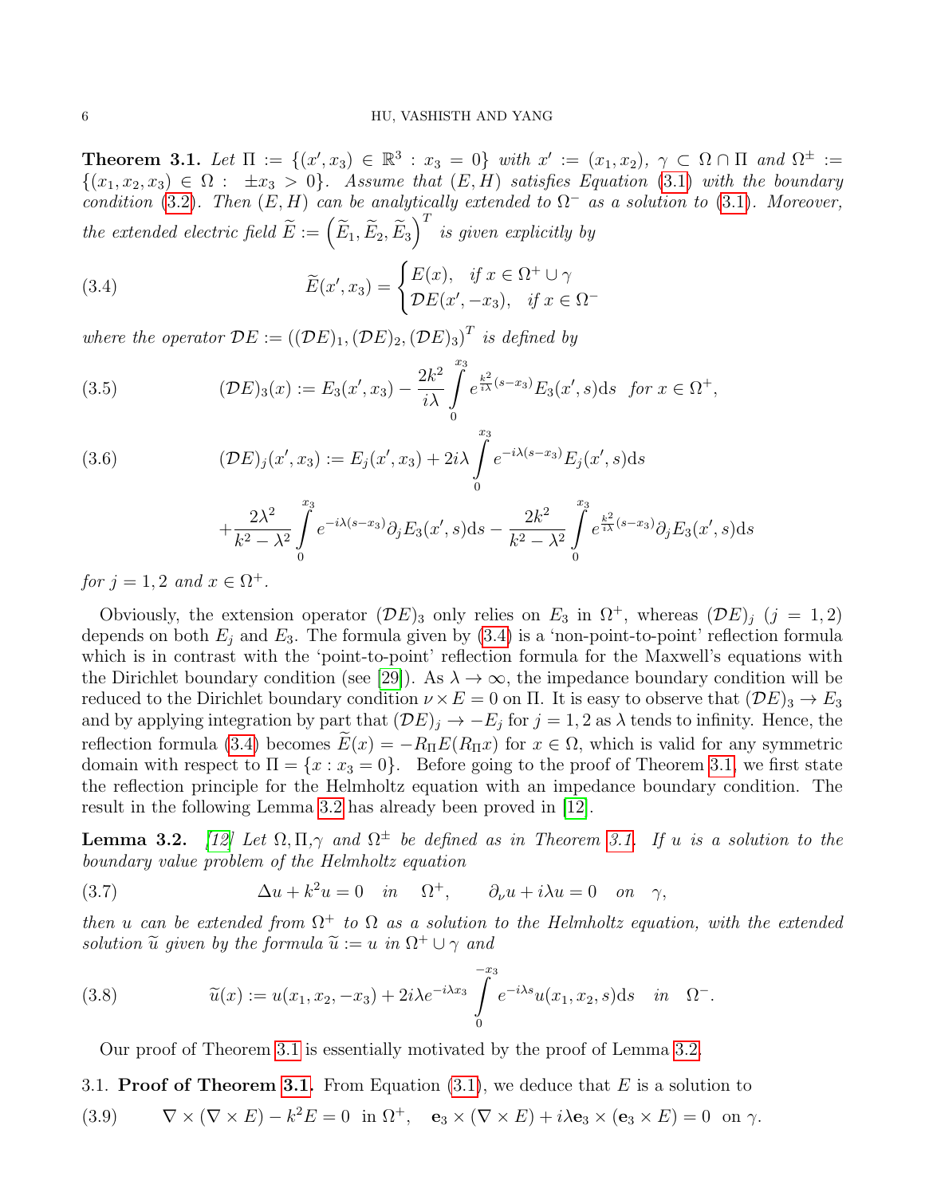**Theorem 3.1.** *Let $\Pi := \{(x', x_3) \in \mathbb{R}^3 : x_3 = 0\}$ with $x' := (x_1, x_2)$, $\gamma \subset \Omega \cap \Pi$ and $\Omega^{\pm} := \{(x_1, x_2, x_3) \in \Omega : \pm x_3 > 0\}$. Assume that $(E, H)$ satisfies Equation (3.1) with the boundary condition (3.2). Then $(E, H)$ can be analytically extended to $\Omega^-$ as a solution to (3.1). Moreover, the extended electric field $\widetilde{E} := \left(\widetilde{E}_1, \widetilde{E}_2, \widetilde{E}_3\right)^T$ is given explicitly by*

$$\widetilde{E}(x', x_3) = \begin{cases} E(x), & \text{if } x \in \Omega^+ \cup \gamma \\ \mathcal{D}E(x', -x_3), & \text{if } x \in \Omega^- \end{cases} \tag{3.4}$$

*where the operator $\mathcal{D}E := ((\mathcal{D}E)_1, (\mathcal{D}E)_2, (\mathcal{D}E)_3)^T$ is defined by*

$$(\mathcal{D}E)_3(x) := E_3(x', x_3) - \frac{2k^2}{i\lambda} \int_0^{x_3} e^{\frac{k^2}{i\lambda}(s - x_3)} E_3(x', s)\mathrm{d}s \quad \text{for } x \in \Omega^+, \tag{3.5}$$

$$\begin{aligned}(\mathcal{D}E)_j(x', x_3) := {} & E_j(x', x_3) + 2i\lambda \int_0^{x_3} e^{-i\lambda(s - x_3)} E_j(x', s)\mathrm{d}s \\ & + \frac{2\lambda^2}{k^2 - \lambda^2} \int_0^{x_3} e^{-i\lambda(s - x_3)} \partial_j E_3(x', s)\mathrm{d}s - \frac{2k^2}{k^2 - \lambda^2} \int_0^{x_3} e^{\frac{k^2}{i\lambda}(s - x_3)} \partial_j E_3(x', s)\mathrm{d}s\end{aligned} \tag{3.6}$$

*for $j = 1, 2$ and $x \in \Omega^+$.*

Obviously, the extension operator $(\mathcal{D}E)_3$ only relies on $E_3$ in $\Omega^+$, whereas $(\mathcal{D}E)_j$ $(j = 1, 2)$ depends on both $E_j$ and $E_3$. The formula given by (3.4) is a 'non-point-to-point' reflection formula which is in contrast with the 'point-to-point' reflection formula for the Maxwell's equations with the Dirichlet boundary condition (see [29]). As $\lambda \to \infty$, the impedance boundary condition will be reduced to the Dirichlet boundary condition $\nu \times E = 0$ on $\Pi$. It is easy to observe that $(\mathcal{D}E)_3 \to E_3$ and by applying integration by part that $(\mathcal{D}E)_j \to -E_j$ for $j = 1, 2$ as $\lambda$ tends to infinity. Hence, the reflection formula (3.4) becomes $\widetilde{E}(x) = -R_\Pi E(R_\Pi x)$ for $x \in \Omega$, which is valid for any symmetric domain with respect to $\Pi = \{x : x_3 = 0\}$. Before going to the proof of Theorem 3.1, we first state the reflection principle for the Helmholtz equation with an impedance boundary condition. The result in the following Lemma 3.2 has already been proved in [12].

**Lemma 3.2.** *[12] Let $\Omega, \Pi, \gamma$ and $\Omega^{\pm}$ be defined as in Theorem 3.1. If $u$ is a solution to the boundary value problem of the Helmholtz equation*

$$\Delta u + k^2 u = 0 \quad \text{in} \quad \Omega^+, \qquad \partial_\nu u + i\lambda u = 0 \quad \text{on} \quad \gamma, \tag{3.7}$$

*then $u$ can be extended from $\Omega^+$ to $\Omega$ as a solution to the Helmholtz equation, with the extended solution $\widetilde{u}$ given by the formula $\widetilde{u} := u$ in $\Omega^+ \cup \gamma$ and*

$$\widetilde{u}(x) := u(x_1, x_2, -x_3) + 2i\lambda e^{-i\lambda x_3} \int_0^{-x_3} e^{-i\lambda s} u(x_1, x_2, s)\mathrm{d}s \quad \text{in} \quad \Omega^-. \tag{3.8}$$

Our proof of Theorem 3.1 is essentially motivated by the proof of Lemma 3.2.

### 3.1. Proof of Theorem 3.1.

From Equation (3.1), we deduce that $E$ is a solution to

$$\nabla \times (\nabla \times E) - k^2 E = 0 \ \text{ in } \Omega^+, \quad \mathbf{e}_3 \times (\nabla \times E) + i\lambda \mathbf{e}_3 \times (\mathbf{e}_3 \times E) = 0 \ \text{ on } \gamma. \tag{3.9}$$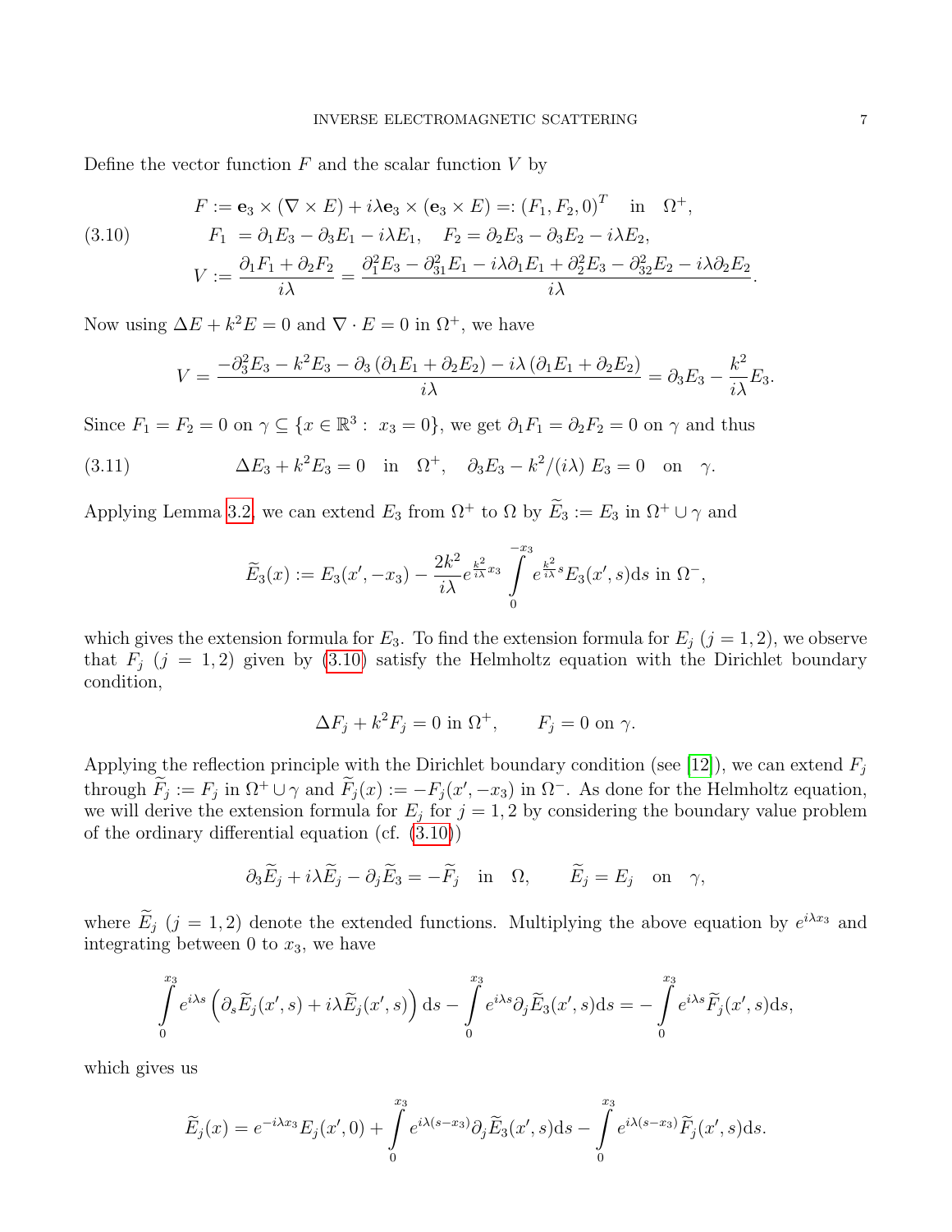Define the vector function $F$ and the scalar function $V$ by

$$
\begin{aligned}
&F := \mathbf{e}_3 \times (\nabla \times E) + i\lambda \mathbf{e}_3 \times (\mathbf{e}_3 \times E) =: (F_1, F_2, 0)^T \quad \text{in} \quad \Omega^+, \\
&F_1 \ = \partial_1 E_3 - \partial_3 E_1 - i\lambda E_1, \quad F_2 = \partial_2 E_3 - \partial_3 E_2 - i\lambda E_2, \\
&V := \frac{\partial_1 F_1 + \partial_2 F_2}{i\lambda} = \frac{\partial_1^2 E_3 - \partial_{31}^2 E_1 - i\lambda \partial_1 E_1 + \partial_2^2 E_3 - \partial_{32}^2 E_2 - i\lambda \partial_2 E_2}{i\lambda}.
\end{aligned}
\tag{3.10}
$$

Now using $\Delta E + k^2 E = 0$ and $\nabla \cdot E = 0$ in $\Omega^+$, we have

$$
V = \frac{-\partial_3^2 E_3 - k^2 E_3 - \partial_3 (\partial_1 E_1 + \partial_2 E_2) - i\lambda (\partial_1 E_1 + \partial_2 E_2)}{i\lambda} = \partial_3 E_3 - \frac{k^2}{i\lambda} E_3.
$$

Since $F_1 = F_2 = 0$ on $\gamma \subseteq \{x \in \mathbb{R}^3 : \ x_3 = 0\}$, we get $\partial_1 F_1 = \partial_2 F_2 = 0$ on $\gamma$ and thus

$$
\Delta E_3 + k^2 E_3 = 0 \quad \text{in} \quad \Omega^+, \quad \partial_3 E_3 - k^2/(i\lambda)\, E_3 = 0 \quad \text{on} \quad \gamma. \tag{3.11}
$$

Applying Lemma 3.2, we can extend $E_3$ from $\Omega^+$ to $\Omega$ by $\widetilde{E}_3 := E_3$ in $\Omega^+ \cup \gamma$ and

$$
\widetilde{E}_3(x) := E_3(x', -x_3) - \frac{2k^2}{i\lambda} e^{\frac{k^2}{i\lambda} x_3} \int_0^{-x_3} e^{\frac{k^2}{i\lambda} s} E_3(x', s) \mathrm{d}s \text{ in } \Omega^-,
$$

which gives the extension formula for $E_3$. To find the extension formula for $E_j$ $(j = 1, 2)$, we observe that $F_j$ $(j = 1, 2)$ given by (3.10) satisfy the Helmholtz equation with the Dirichlet boundary condition,

$$
\Delta F_j + k^2 F_j = 0 \text{ in } \Omega^+, \qquad F_j = 0 \text{ on } \gamma.
$$

Applying the reflection principle with the Dirichlet boundary condition (see [12]), we can extend $F_j$ through $\widetilde{F}_j := F_j$ in $\Omega^+ \cup \gamma$ and $\widetilde{F}_j(x) := -F_j(x', -x_3)$ in $\Omega^-$. As done for the Helmholtz equation, we will derive the extension formula for $E_j$ for $j = 1, 2$ by considering the boundary value problem of the ordinary differential equation (cf. (3.10))

$$
\partial_3 \widetilde{E}_j + i\lambda \widetilde{E}_j - \partial_j \widetilde{E}_3 = -\widetilde{F}_j \quad \text{in} \quad \Omega, \qquad \widetilde{E}_j = E_j \quad \text{on} \quad \gamma,
$$

where $\widetilde{E}_j$ $(j = 1, 2)$ denote the extended functions. Multiplying the above equation by $e^{i\lambda x_3}$ and integrating between 0 to $x_3$, we have

$$
\int_0^{x_3} e^{i\lambda s} \left( \partial_s \widetilde{E}_j(x', s) + i\lambda \widetilde{E}_j(x', s) \right) \mathrm{d}s - \int_0^{x_3} e^{i\lambda s} \partial_j \widetilde{E}_3(x', s) \mathrm{d}s = - \int_0^{x_3} e^{i\lambda s} \widetilde{F}_j(x', s) \mathrm{d}s,
$$

which gives us

$$
\widetilde{E}_j(x) = e^{-i\lambda x_3} E_j(x', 0) + \int_0^{x_3} e^{i\lambda(s - x_3)} \partial_j \widetilde{E}_3(x', s) \mathrm{d}s - \int_0^{x_3} e^{i\lambda(s - x_3)} \widetilde{F}_j(x', s) \mathrm{d}s.
$$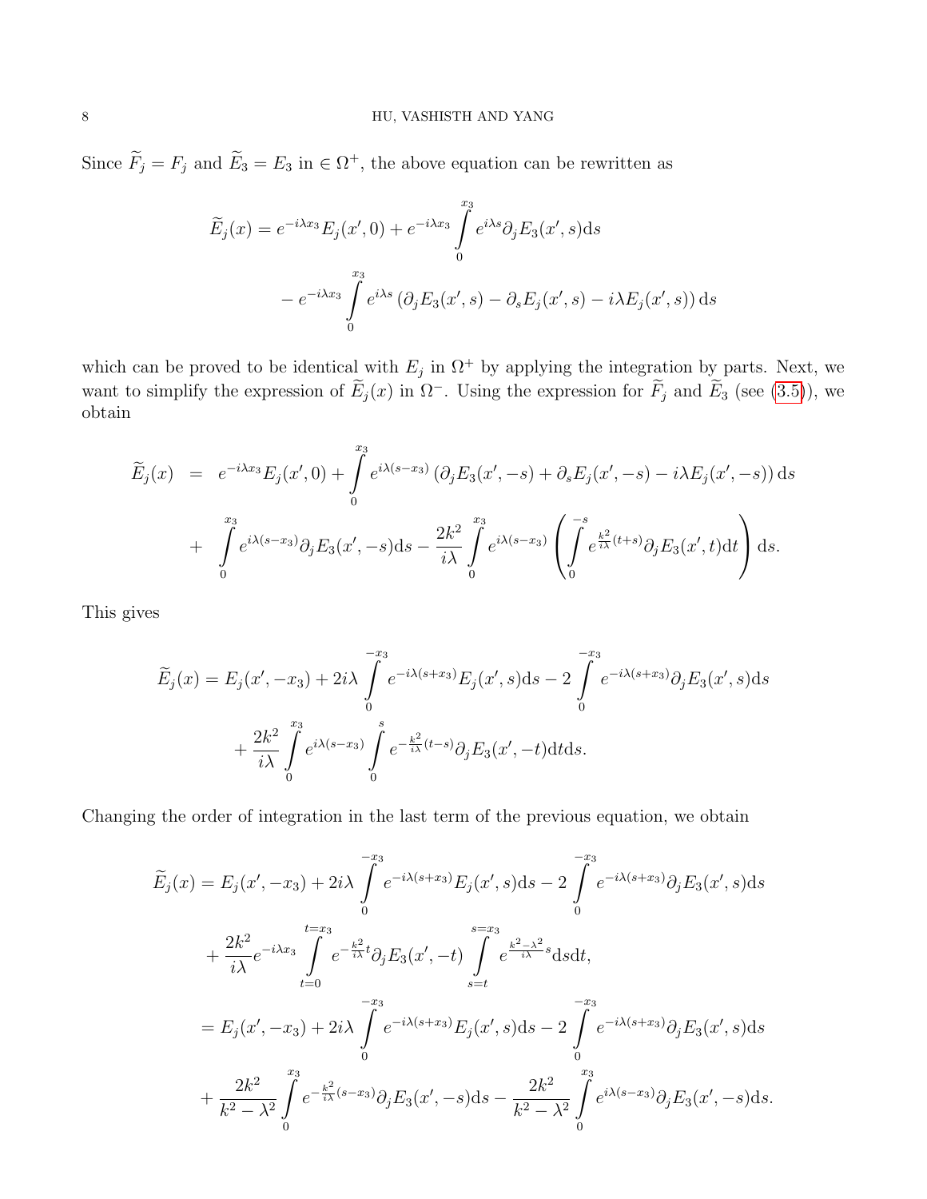Since $\widetilde{F}_j = F_j$ and $\widetilde{E}_3 = E_3$ in $\in \Omega^+$, the above equation can be rewritten as

$$
\begin{aligned}
\widetilde{E}_j(x) = e^{-i\lambda x_3} E_j(x', 0) + e^{-i\lambda x_3} \int_0^{x_3} e^{i\lambda s} \partial_j E_3(x', s) \mathrm{d}s \\
- e^{-i\lambda x_3} \int_0^{x_3} e^{i\lambda s} \left( \partial_j E_3(x', s) - \partial_s E_j(x', s) - i\lambda E_j(x', s) \right) \mathrm{d}s
\end{aligned}
$$

which can be proved to be identical with $E_j$ in $\Omega^+$ by applying the integration by parts. Next, we want to simplify the expression of $\widetilde{E}_j(x)$ in $\Omega^-$. Using the expression for $\widetilde{F}_j$ and $\widetilde{E}_3$ (see (3.5)), we obtain

$$
\begin{aligned}
\widetilde{E}_j(x) &= e^{-i\lambda x_3} E_j(x', 0) + \int_0^{x_3} e^{i\lambda(s - x_3)} \left( \partial_j E_3(x', -s) + \partial_s E_j(x', -s) - i\lambda E_j(x', -s) \right) \mathrm{d}s \\
&+ \int_0^{x_3} e^{i\lambda(s - x_3)} \partial_j E_3(x', -s) \mathrm{d}s - \frac{2k^2}{i\lambda} \int_0^{x_3} e^{i\lambda(s - x_3)} \left( \int_0^{-s} e^{\frac{k^2}{i\lambda}(t+s)} \partial_j E_3(x', t) \mathrm{d}t \right) \mathrm{d}s.
\end{aligned}
$$

This gives

$$
\begin{aligned}
\widetilde{E}_j(x) = E_j(x', -x_3) + 2i\lambda \int_0^{-x_3} e^{-i\lambda(s + x_3)} E_j(x', s) \mathrm{d}s - 2 \int_0^{-x_3} e^{-i\lambda(s + x_3)} \partial_j E_3(x', s) \mathrm{d}s \\
+ \frac{2k^2}{i\lambda} \int_0^{x_3} e^{i\lambda(s - x_3)} \int_0^{s} e^{-\frac{k^2}{i\lambda}(t - s)} \partial_j E_3(x', -t) \mathrm{d}t \mathrm{d}s.
\end{aligned}
$$

Changing the order of integration in the last term of the previous equation, we obtain

$$
\begin{aligned}
\widetilde{E}_j(x) &= E_j(x', -x_3) + 2i\lambda \int_0^{-x_3} e^{-i\lambda(s + x_3)} E_j(x', s) \mathrm{d}s - 2 \int_0^{-x_3} e^{-i\lambda(s + x_3)} \partial_j E_3(x', s) \mathrm{d}s \\
&+ \frac{2k^2}{i\lambda} e^{-i\lambda x_3} \int_{t=0}^{t=x_3} e^{-\frac{k^2}{i\lambda} t} \partial_j E_3(x', -t) \int_{s=t}^{s=x_3} e^{\frac{k^2 - \lambda^2}{i\lambda} s} \mathrm{d}s \mathrm{d}t, \\
&= E_j(x', -x_3) + 2i\lambda \int_0^{-x_3} e^{-i\lambda(s + x_3)} E_j(x', s) \mathrm{d}s - 2 \int_0^{-x_3} e^{-i\lambda(s + x_3)} \partial_j E_3(x', s) \mathrm{d}s \\
&+ \frac{2k^2}{k^2 - \lambda^2} \int_0^{x_3} e^{-\frac{k^2}{i\lambda}(s - x_3)} \partial_j E_3(x', -s) \mathrm{d}s - \frac{2k^2}{k^2 - \lambda^2} \int_0^{x_3} e^{i\lambda(s - x_3)} \partial_j E_3(x', -s) \mathrm{d}s.
\end{aligned}
$$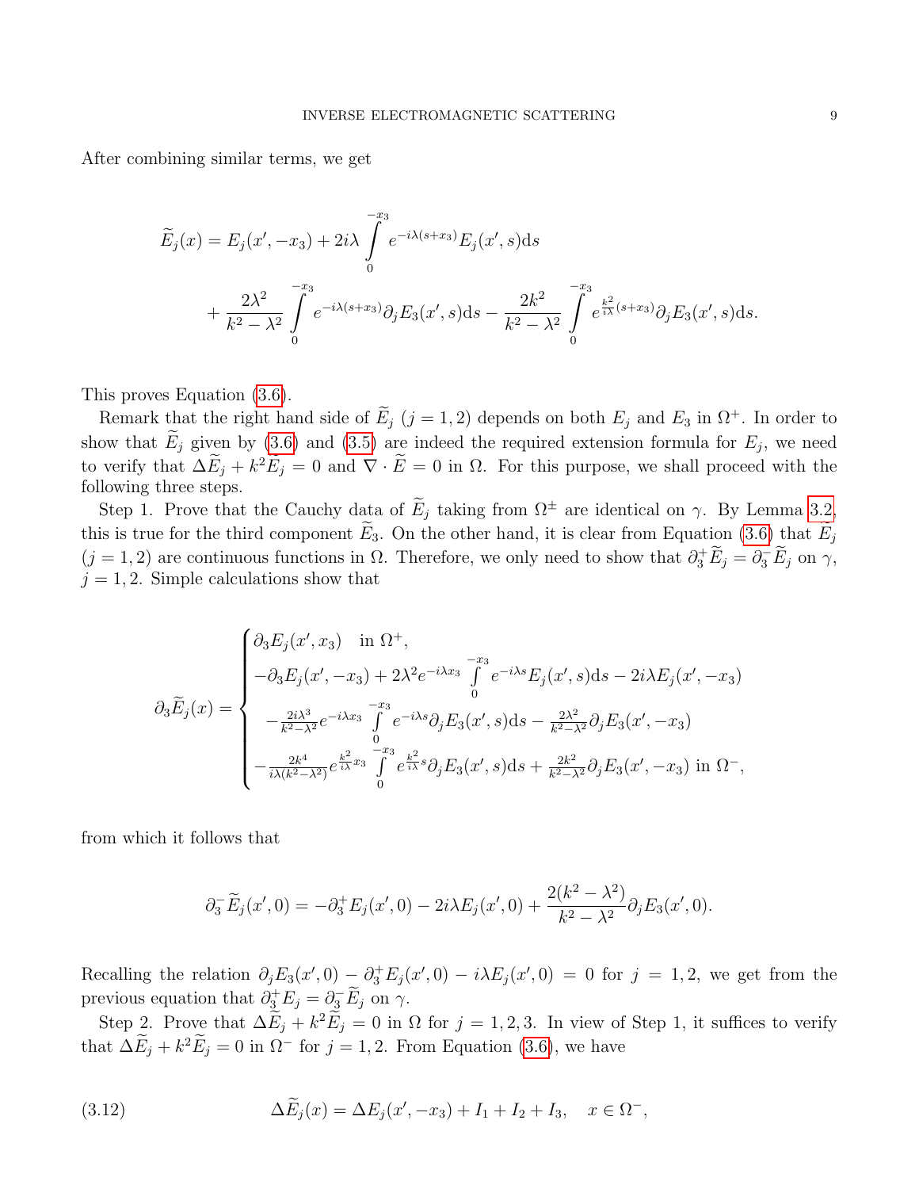After combining similar terms, we get

$$
\widetilde{E}_j(x) = E_j(x', -x_3) + 2i\lambda \int_0^{-x_3} e^{-i\lambda(s+x_3)} E_j(x', s)\mathrm{d}s
$$

$$
+ \frac{2\lambda^2}{k^2 - \lambda^2} \int_0^{-x_3} e^{-i\lambda(s+x_3)} \partial_j E_3(x', s)\mathrm{d}s - \frac{2k^2}{k^2 - \lambda^2} \int_0^{-x_3} e^{\frac{k^2}{i\lambda}(s+x_3)} \partial_j E_3(x', s)\mathrm{d}s.
$$

This proves Equation (3.6).

Remark that the right hand side of $\widetilde{E}_j$ $(j = 1, 2)$ depends on both $E_j$ and $E_3$ in $\Omega^+$. In order to show that $\widetilde{E}_j$ given by (3.6) and (3.5) are indeed the required extension formula for $E_j$, we need to verify that $\Delta \widetilde{E}_j + k^2 \widetilde{E}_j = 0$ and $\nabla \cdot \widetilde{E} = 0$ in $\Omega$. For this purpose, we shall proceed with the following three steps.

Step 1. Prove that the Cauchy data of $\widetilde{E}_j$ taking from $\Omega^\pm$ are identical on $\gamma$. By Lemma 3.2, this is true for the third component $\widetilde{E}_3$. On the other hand, it is clear from Equation (3.6) that $E_j$ $(j = 1, 2)$ are continuous functions in $\Omega$. Therefore, we only need to show that $\partial_3^+ \widetilde{E}_j = \partial_3^- \widetilde{E}_j$ on $\gamma$, $j = 1, 2$. Simple calculations show that

$$
\partial_3 \widetilde{E}_j(x) = \begin{cases} \partial_3 E_j(x', x_3) \quad \text{in } \Omega^+, \\ -\partial_3 E_j(x', -x_3) + 2\lambda^2 e^{-i\lambda x_3} \int_0^{-x_3} e^{-i\lambda s} E_j(x', s)\mathrm{d}s - 2i\lambda E_j(x', -x_3) \\ \quad - \frac{2i\lambda^3}{k^2 - \lambda^2} e^{-i\lambda x_3} \int_0^{-x_3} e^{-i\lambda s} \partial_j E_3(x', s)\mathrm{d}s - \frac{2\lambda^2}{k^2 - \lambda^2} \partial_j E_3(x', -x_3) \\ -\frac{2k^4}{i\lambda(k^2 - \lambda^2)} e^{\frac{k^2}{i\lambda} x_3} \int_0^{-x_3} e^{\frac{k^2}{i\lambda} s} \partial_j E_3(x', s)\mathrm{d}s + \frac{2k^2}{k^2 - \lambda^2} \partial_j E_3(x', -x_3) \text{ in } \Omega^-, \end{cases}
$$

from which it follows that

$$
\partial_3^- \widetilde{E}_j(x', 0) = -\partial_3^+ E_j(x', 0) - 2i\lambda E_j(x', 0) + \frac{2(k^2 - \lambda^2)}{k^2 - \lambda^2} \partial_j E_3(x', 0).
$$

Recalling the relation $\partial_j E_3(x', 0) - \partial_3^+ E_j(x', 0) - i\lambda E_j(x', 0) = 0$ for $j = 1, 2$, we get from the previous equation that $\partial_3^+ E_j = \partial_3^- \widetilde{E}_j$ on $\gamma$.

Step 2. Prove that $\Delta \widetilde{E}_j + k^2 \widetilde{E}_j = 0$ in $\Omega$ for $j = 1, 2, 3$. In view of Step 1, it suffices to verify that $\Delta \widetilde{E}_j + k^2 \widetilde{E}_j = 0$ in $\Omega^-$ for $j = 1, 2$. From Equation (3.6), we have

$$
\Delta \widetilde{E}_j(x) = \Delta E_j(x', -x_3) + I_1 + I_2 + I_3, \quad x \in \Omega^-, \tag{3.12}
$$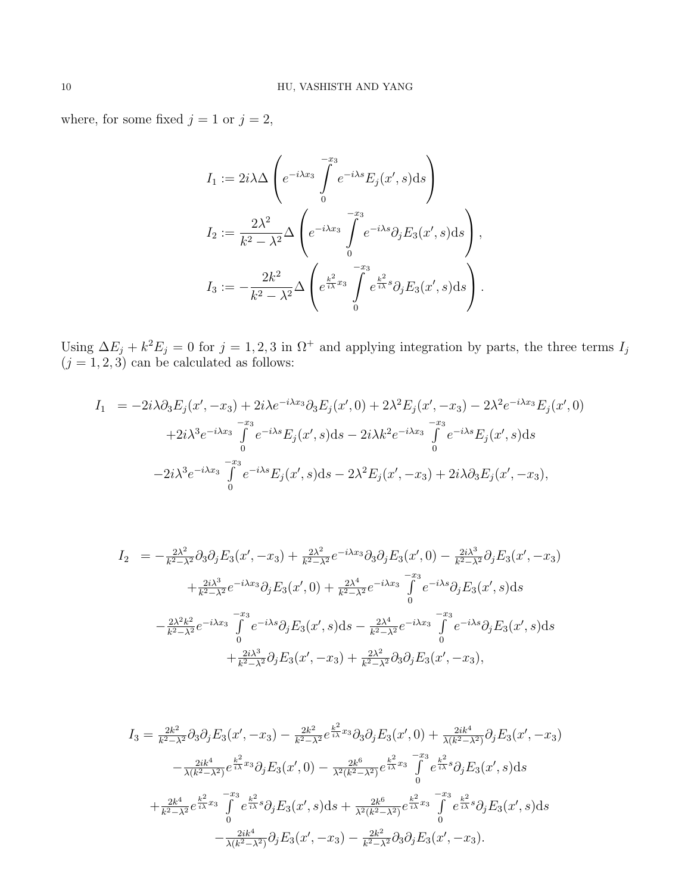where, for some fixed $j = 1$ or $j = 2$,

$$
\begin{aligned}
I_1 &:= 2i\lambda\Delta\left(e^{-i\lambda x_3}\int_0^{-x_3} e^{-i\lambda s}E_j(x',s)\mathrm{d}s\right)\\
I_2 &:= \frac{2\lambda^2}{k^2-\lambda^2}\Delta\left(e^{-i\lambda x_3}\int_0^{-x_3} e^{-i\lambda s}\partial_j E_3(x',s)\mathrm{d}s\right),\\
I_3 &:= -\frac{2k^2}{k^2-\lambda^2}\Delta\left(e^{\frac{k^2}{i\lambda}x_3}\int_0^{-x_3} e^{\frac{k^2}{i\lambda}s}\partial_j E_3(x',s)\mathrm{d}s\right).
\end{aligned}
$$

Using $\Delta E_j + k^2 E_j = 0$ for $j = 1, 2, 3$ in $\Omega^+$ and applying integration by parts, the three terms $I_j$ $(j = 1, 2, 3)$ can be calculated as follows:

$$
\begin{aligned}
I_1 \;=\; & -2i\lambda\partial_3 E_j(x',-x_3) + 2i\lambda e^{-i\lambda x_3}\partial_3 E_j(x',0) + 2\lambda^2 E_j(x',-x_3) - 2\lambda^2 e^{-i\lambda x_3}E_j(x',0)\\
& + 2i\lambda^3 e^{-i\lambda x_3}\int_0^{-x_3} e^{-i\lambda s}E_j(x',s)\mathrm{d}s - 2i\lambda k^2 e^{-i\lambda x_3}\int_0^{-x_3} e^{-i\lambda s}E_j(x',s)\mathrm{d}s\\
& - 2i\lambda^3 e^{-i\lambda x_3}\int_0^{-x_3} e^{-i\lambda s}E_j(x',s)\mathrm{d}s - 2\lambda^2 E_j(x',-x_3) + 2i\lambda\partial_3 E_j(x',-x_3),
\end{aligned}
$$

$$
\begin{aligned}
I_2 \;=\; & -\tfrac{2\lambda^2}{k^2-\lambda^2}\partial_3\partial_j E_3(x',-x_3) + \tfrac{2\lambda^2}{k^2-\lambda^2}e^{-i\lambda x_3}\partial_3\partial_j E_3(x',0) - \tfrac{2i\lambda^3}{k^2-\lambda^2}\partial_j E_3(x',-x_3)\\
& + \tfrac{2i\lambda^3}{k^2-\lambda^2}e^{-i\lambda x_3}\partial_j E_3(x',0) + \tfrac{2\lambda^4}{k^2-\lambda^2}e^{-i\lambda x_3}\int_0^{-x_3} e^{-i\lambda s}\partial_j E_3(x',s)\mathrm{d}s\\
& - \tfrac{2\lambda^2 k^2}{k^2-\lambda^2}e^{-i\lambda x_3}\int_0^{-x_3} e^{-i\lambda s}\partial_j E_3(x',s)\mathrm{d}s - \tfrac{2\lambda^4}{k^2-\lambda^2}e^{-i\lambda x_3}\int_0^{-x_3} e^{-i\lambda s}\partial_j E_3(x',s)\mathrm{d}s\\
& + \tfrac{2i\lambda^3}{k^2-\lambda^2}\partial_j E_3(x',-x_3) + \tfrac{2\lambda^2}{k^2-\lambda^2}\partial_3\partial_j E_3(x',-x_3),
\end{aligned}
$$

$$
\begin{aligned}
I_3 = \; & \tfrac{2k^2}{k^2-\lambda^2}\partial_3\partial_j E_3(x',-x_3) - \tfrac{2k^2}{k^2-\lambda^2}e^{\frac{k^2}{i\lambda}x_3}\partial_3\partial_j E_3(x',0) + \tfrac{2ik^4}{\lambda(k^2-\lambda^2)}\partial_j E_3(x',-x_3)\\
& - \tfrac{2ik^4}{\lambda(k^2-\lambda^2)}e^{\frac{k^2}{i\lambda}x_3}\partial_j E_3(x',0) - \tfrac{2k^6}{\lambda^2(k^2-\lambda^2)}e^{\frac{k^2}{i\lambda}x_3}\int_0^{-x_3} e^{\frac{k^2}{i\lambda}s}\partial_j E_3(x',s)\mathrm{d}s\\
& + \tfrac{2k^4}{k^2-\lambda^2}e^{\frac{k^2}{i\lambda}x_3}\int_0^{-x_3} e^{\frac{k^2}{i\lambda}s}\partial_j E_3(x',s)\mathrm{d}s + \tfrac{2k^6}{\lambda^2(k^2-\lambda^2)}e^{\frac{k^2}{i\lambda}x_3}\int_0^{-x_3} e^{\frac{k^2}{i\lambda}s}\partial_j E_3(x',s)\mathrm{d}s\\
& - \tfrac{2ik^4}{\lambda(k^2-\lambda^2)}\partial_j E_3(x',-x_3) - \tfrac{2k^2}{k^2-\lambda^2}\partial_3\partial_j E_3(x',-x_3).
\end{aligned}
$$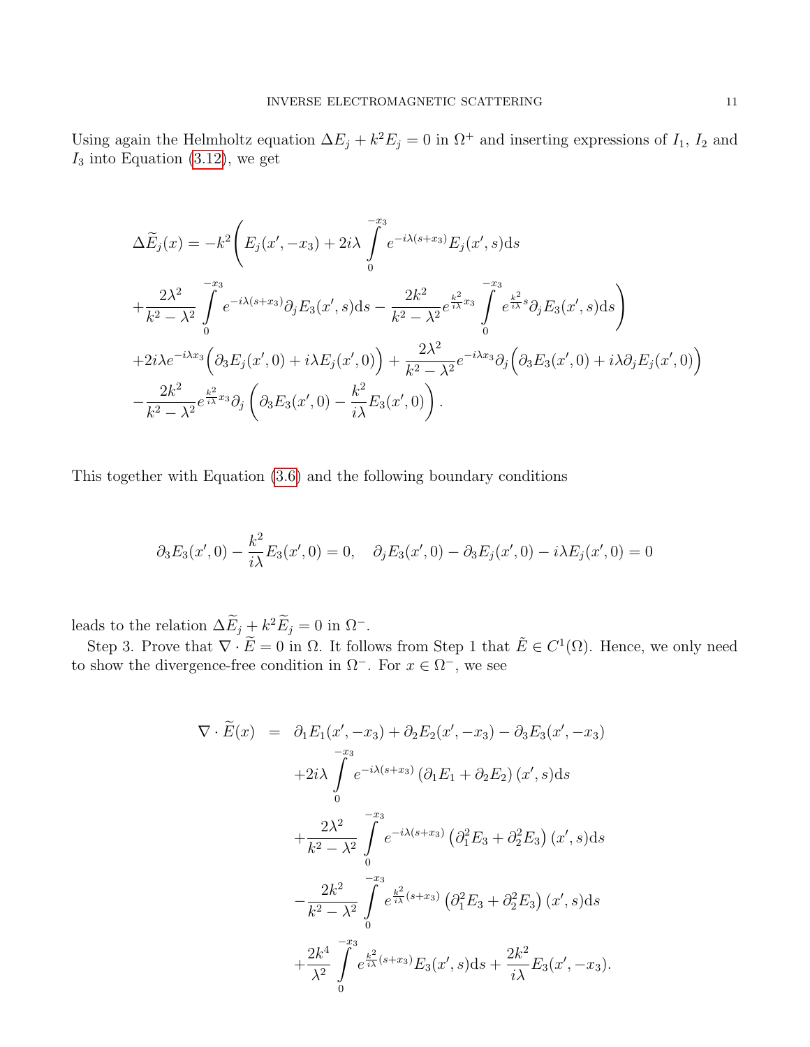Using again the Helmholtz equation $\Delta E_j + k^2 E_j = 0$ in $\Omega^+$ and inserting expressions of $I_1$, $I_2$ and $I_3$ into Equation (3.12), we get

$$
\begin{aligned}
\Delta \widetilde{E}_j(x) = -k^2 \Bigg( & E_j(x', -x_3) + 2i\lambda \int_0^{-x_3} e^{-i\lambda(s+x_3)} E_j(x', s) \mathrm{d}s \\
& + \frac{2\lambda^2}{k^2-\lambda^2} \int_0^{-x_3} e^{-i\lambda(s+x_3)} \partial_j E_3(x', s) \mathrm{d}s - \frac{2k^2}{k^2-\lambda^2} e^{\frac{k^2}{i\lambda}x_3} \int_0^{-x_3} e^{\frac{k^2}{i\lambda}s} \partial_j E_3(x', s) \mathrm{d}s \Bigg) \\
& + 2i\lambda e^{-i\lambda x_3} \Big( \partial_3 E_j(x', 0) + i\lambda E_j(x', 0) \Big) + \frac{2\lambda^2}{k^2-\lambda^2} e^{-i\lambda x_3} \partial_j \Big( \partial_3 E_3(x', 0) + i\lambda \partial_j E_j(x', 0) \Big) \\
& - \frac{2k^2}{k^2-\lambda^2} e^{\frac{k^2}{i\lambda}x_3} \partial_j \left( \partial_3 E_3(x', 0) - \frac{k^2}{i\lambda} E_3(x', 0) \right).
\end{aligned}
$$

This together with Equation (3.6) and the following boundary conditions

$$
\partial_3 E_3(x', 0) - \frac{k^2}{i\lambda} E_3(x', 0) = 0, \quad \partial_j E_3(x', 0) - \partial_3 E_j(x', 0) - i\lambda E_j(x', 0) = 0
$$

leads to the relation $\Delta \widetilde{E}_j + k^2 \widetilde{E}_j = 0$ in $\Omega^-$.

Step 3. Prove that $\nabla \cdot \widetilde{E} = 0$ in $\Omega$. It follows from Step 1 that $\tilde{E} \in C^1(\Omega)$. Hence, we only need to show the divergence-free condition in $\Omega^-$. For $x \in \Omega^-$, we see

$$
\begin{aligned}
\nabla \cdot \widetilde{E}(x) = \; & \partial_1 E_1(x', -x_3) + \partial_2 E_2(x', -x_3) - \partial_3 E_3(x', -x_3) \\
& + 2i\lambda \int_0^{-x_3} e^{-i\lambda(s+x_3)} \left( \partial_1 E_1 + \partial_2 E_2 \right)(x', s) \mathrm{d}s \\
& + \frac{2\lambda^2}{k^2-\lambda^2} \int_0^{-x_3} e^{-i\lambda(s+x_3)} \left( \partial_1^2 E_3 + \partial_2^2 E_3 \right)(x', s) \mathrm{d}s \\
& - \frac{2k^2}{k^2-\lambda^2} \int_0^{-x_3} e^{\frac{k^2}{i\lambda}(s+x_3)} \left( \partial_1^2 E_3 + \partial_2^2 E_3 \right)(x', s) \mathrm{d}s \\
& + \frac{2k^4}{\lambda^2} \int_0^{-x_3} e^{\frac{k^2}{i\lambda}(s+x_3)} E_3(x', s) \mathrm{d}s + \frac{2k^2}{i\lambda} E_3(x', -x_3).
\end{aligned}
$$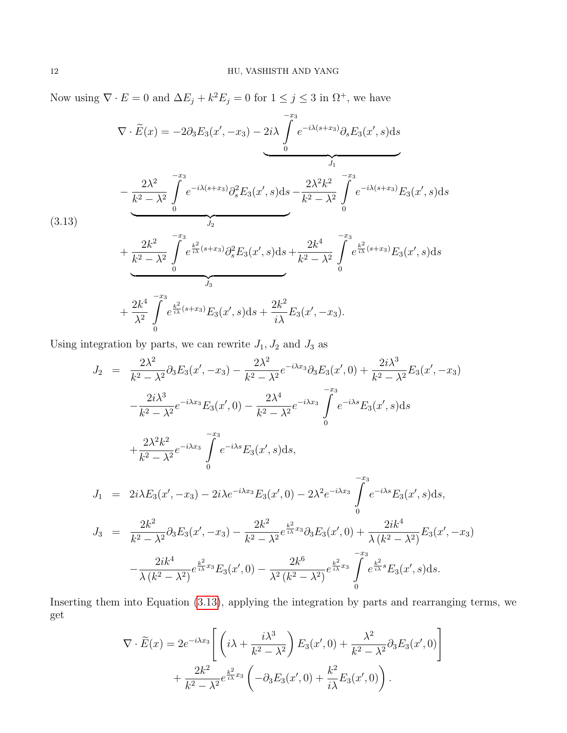Now using $\nabla \cdot E = 0$ and $\Delta E_j + k^2 E_j = 0$ for $1 \le j \le 3$ in $\Omega^+$, we have

$$
\begin{aligned}
\nabla \cdot \widetilde{E}(x) = & -2\partial_3 E_3(x', -x_3) \underbrace{- 2i\lambda \int_0^{-x_3} e^{-i\lambda(s+x_3)} \partial_s E_3(x', s) \mathrm{d}s}_{J_1} \\
& \underbrace{- \frac{2\lambda^2}{k^2 - \lambda^2} \int_0^{-x_3} e^{-i\lambda(s+x_3)} \partial_s^2 E_3(x', s) \mathrm{d}s}_{J_2} - \frac{2\lambda^2 k^2}{k^2 - \lambda^2} \int_0^{-x_3} e^{-i\lambda(s+x_3)} E_3(x', s) \mathrm{d}s \\
& \underbrace{+ \frac{2k^2}{k^2 - \lambda^2} \int_0^{-x_3} e^{\frac{k^2}{i\lambda}(s+x_3)} \partial_s^2 E_3(x', s) \mathrm{d}s}_{J_3} + \frac{2k^4}{k^2 - \lambda^2} \int_0^{-x_3} e^{\frac{k^2}{i\lambda}(s+x_3)} E_3(x', s) \mathrm{d}s \\
& + \frac{2k^4}{\lambda^2} \int_0^{-x_3} e^{\frac{k^2}{i\lambda}(s+x_3)} E_3(x', s) \mathrm{d}s + \frac{2k^2}{i\lambda} E_3(x', -x_3).
\end{aligned} \tag{3.13}
$$

Using integration by parts, we can rewrite $J_1, J_2$ and $J_3$ as

$$
\begin{aligned}
J_2 &= \frac{2\lambda^2}{k^2 - \lambda^2} \partial_3 E_3(x', -x_3) - \frac{2\lambda^2}{k^2 - \lambda^2} e^{-i\lambda x_3} \partial_3 E_3(x', 0) + \frac{2i\lambda^3}{k^2 - \lambda^2} E_3(x', -x_3) \\
&\quad - \frac{2i\lambda^3}{k^2 - \lambda^2} e^{-i\lambda x_3} E_3(x', 0) - \frac{2\lambda^4}{k^2 - \lambda^2} e^{-i\lambda x_3} \int_0^{-x_3} e^{-i\lambda s} E_3(x', s) \mathrm{d}s \\
&\quad + \frac{2\lambda^2 k^2}{k^2 - \lambda^2} e^{-i\lambda x_3} \int_0^{-x_3} e^{-i\lambda s} E_3(x', s) \mathrm{d}s, \\
J_1 &= 2i\lambda E_3(x', -x_3) - 2i\lambda e^{-i\lambda x_3} E_3(x', 0) - 2\lambda^2 e^{-i\lambda x_3} \int_0^{-x_3} e^{-i\lambda s} E_3(x', s) \mathrm{d}s, \\
J_3 &= \frac{2k^2}{k^2 - \lambda^2} \partial_3 E_3(x', -x_3) - \frac{2k^2}{k^2 - \lambda^2} e^{\frac{k^2}{i\lambda} x_3} \partial_3 E_3(x', 0) + \frac{2ik^4}{\lambda (k^2 - \lambda^2)} E_3(x', -x_3) \\
&\quad - \frac{2ik^4}{\lambda (k^2 - \lambda^2)} e^{\frac{k^2}{i\lambda} x_3} E_3(x', 0) - \frac{2k^6}{\lambda^2 (k^2 - \lambda^2)} e^{\frac{k^2}{i\lambda} x_3} \int_0^{-x_3} e^{\frac{k^2}{i\lambda} s} E_3(x', s) \mathrm{d}s.
\end{aligned}
$$

Inserting them into Equation (3.13), applying the integration by parts and rearranging terms, we get

$$
\begin{aligned}
\nabla \cdot \widetilde{E}(x) = & \, 2e^{-i\lambda x_3} \left[ \left( i\lambda + \frac{i\lambda^3}{k^2 - \lambda^2} \right) E_3(x', 0) + \frac{\lambda^2}{k^2 - \lambda^2} \partial_3 E_3(x', 0) \right] \\
& + \frac{2k^2}{k^2 - \lambda^2} e^{\frac{k^2}{i\lambda} x_3} \left( -\partial_3 E_3(x', 0) + \frac{k^2}{i\lambda} E_3(x', 0) \right).
\end{aligned}
$$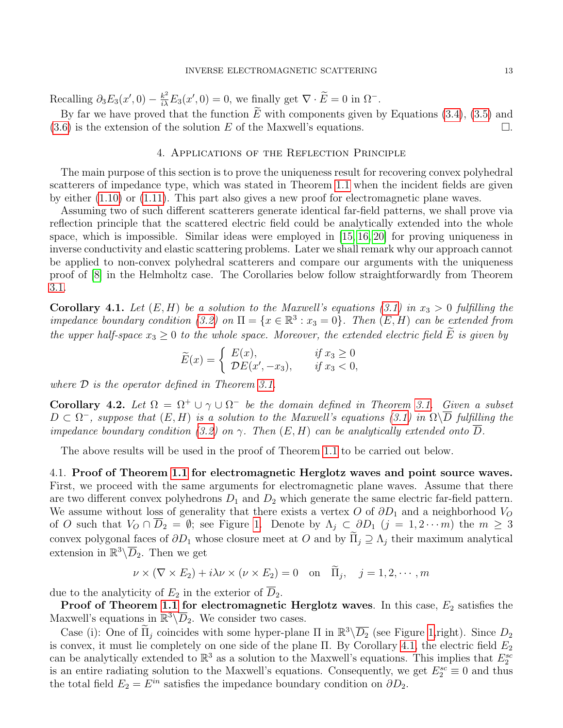Recalling $\partial_3 E_3(x',0) - \frac{k^2}{i\lambda} E_3(x',0) = 0$, we finally get $\nabla \cdot \widetilde{E} = 0$ in $\Omega^-$.

By far we have proved that the function $\widetilde{E}$ with components given by Equations (3.4), (3.5) and (3.6) is the extension of the solution $E$ of the Maxwell's equations. $\square$.

## 4. Applications of the Reflection Principle

The main purpose of this section is to prove the uniqueness result for recovering convex polyhedral scatterers of impedance type, which was stated in Theorem 1.1 when the incident fields are given by either (1.10) or (1.11). This part also gives a new proof for electromagnetic plane waves.

Assuming two of such different scatterers generate identical far-field patterns, we shall prove via reflection principle that the scattered electric field could be analytically extended into the whole space, which is impossible. Similar ideas were employed in [15, 16, 20] for proving uniqueness in inverse conductivity and elastic scattering problems. Later we shall remark why our approach cannot be applied to non-convex polyhedral scatterers and compare our arguments with the uniqueness proof of [8] in the Helmholtz case. The Corollaries below follow straightforwardly from Theorem 3.1.

**Corollary 4.1.** *Let $(E,H)$ be a solution to the Maxwell's equations (3.1) in $x_3 > 0$ fulfilling the impedance boundary condition (3.2) on $\Pi = \{x \in \mathbb{R}^3 : x_3 = 0\}$. Then $(E,H)$ can be extended from the upper half-space $x_3 \geq 0$ to the whole space. Moreover, the extended electric field $\widetilde{E}$ is given by*

$$\widetilde{E}(x) = \begin{cases} E(x), & \text{if } x_3 \geq 0 \\ \mathcal{D}E(x', -x_3), & \text{if } x_3 < 0, \end{cases}$$

*where $\mathcal{D}$ is the operator defined in Theorem 3.1.*

**Corollary 4.2.** *Let $\Omega = \Omega^+ \cup \gamma \cup \Omega^-$ be the domain defined in Theorem 3.1. Given a subset $D \subset \Omega^-$, suppose that $(E,H)$ is a solution to the Maxwell's equations (3.1) in $\Omega \backslash \overline{D}$ fulfilling the impedance boundary condition (3.2) on $\gamma$. Then $(E,H)$ can be analytically extended onto $\overline{D}$.*

The above results will be used in the proof of Theorem 1.1 to be carried out below.

### 4.1. Proof of Theorem 1.1 for electromagnetic Herglotz waves and point source waves.

First, we proceed with the same arguments for electromagnetic plane waves. Assume that there are two different convex polyhedrons $D_1$ and $D_2$ which generate the same electric far-field pattern. We assume without loss of generality that there exists a vertex $O$ of $\partial D_1$ and a neighborhood $V_O$ of $O$ such that $V_O \cap \overline{D}_2 = \emptyset$; see Figure 1. Denote by $\Lambda_j \subset \partial D_1$ ($j = 1, 2 \cdots m$) the $m \geq 3$ convex polygonal faces of $\partial D_1$ whose closure meet at $O$ and by $\widetilde{\Pi}_j \supseteq \Lambda_j$ their maximum analytical extension in $\mathbb{R}^3 \backslash \overline{D}_2$. Then we get

$$\nu \times (\nabla \times E_2) + i\lambda \nu \times (\nu \times E_2) = 0 \quad \text{on} \quad \widetilde{\Pi}_j, \quad j = 1, 2, \cdots, m$$

due to the analyticity of $E_2$ in the exterior of $\overline{D}_2$.

**Proof of Theorem 1.1 for electromagnetic Herglotz waves**. In this case, $E_2$ satisfies the Maxwell's equations in $\mathbb{R}^3 \backslash \overline{D}_2$. We consider two cases.

Case (i): One of $\widetilde{\Pi}_j$ coincides with some hyper-plane $\Pi$ in $\mathbb{R}^3 \backslash \overline{D_2}$ (see Figure 1,right). Since $D_2$ is convex, it must lie completely on one side of the plane $\Pi$. By Corollary 4.1, the electric field $E_2$ can be analytically extended to $\mathbb{R}^3$ as a solution to the Maxwell's equations. This implies that $E_2^{sc}$ is an entire radiating solution to the Maxwell's equations. Consequently, we get $E_2^{sc} \equiv 0$ and thus the total field $E_2 = E^{in}$ satisfies the impedance boundary condition on $\partial D_2$.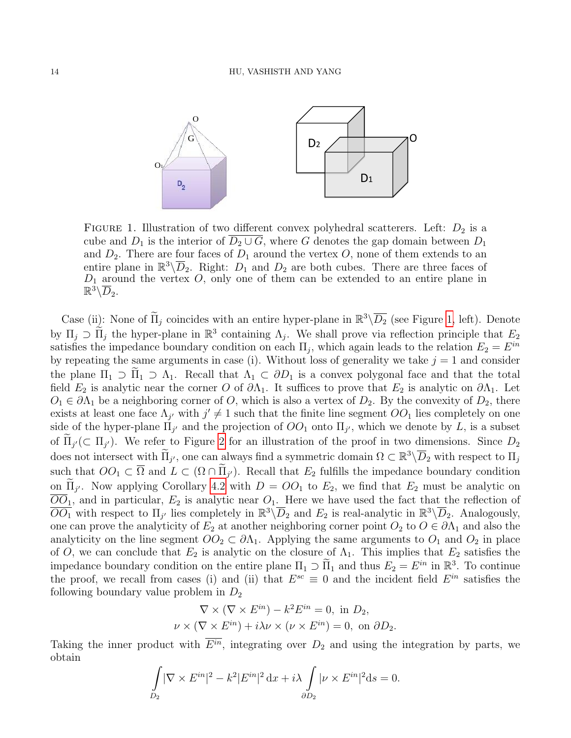FIGURE 1. Illustration of two different convex polyhedral scatterers. Left: $D_2$ is a cube and $D_1$ is the interior of $\overline{D_2 \cup G}$, where $G$ denotes the gap domain between $D_1$ and $D_2$. There are four faces of $D_1$ around the vertex $O$, none of them extends to an entire plane in $\mathbb{R}^3\backslash\overline{D}_2$. Right: $D_1$ and $D_2$ are both cubes. There are three faces of $D_1$ around the vertex $O$, only one of them can be extended to an entire plane in $\mathbb{R}^3\backslash\overline{D}_2$.

Case (ii): None of $\widetilde{\Pi}_j$ coincides with an entire hyper-plane in $\mathbb{R}^3\backslash\overline{D_2}$ (see Figure 1, left). Denote by $\Pi_j \supset \widetilde{\Pi}_j$ the hyper-plane in $\mathbb{R}^3$ containing $\Lambda_j$. We shall prove via reflection principle that $E_2$ satisfies the impedance boundary condition on each $\Pi_j$, which again leads to the relation $E_2 = E^{in}$ by repeating the same arguments in case (i). Without loss of generality we take $j = 1$ and consider the plane $\Pi_1 \supset \widetilde{\Pi}_1 \supset \Lambda_1$. Recall that $\Lambda_1 \subset \partial D_1$ is a convex polygonal face and that the total field $E_2$ is analytic near the corner $O$ of $\partial\Lambda_1$. It suffices to prove that $E_2$ is analytic on $\partial\Lambda_1$. Let $O_1 \in \partial\Lambda_1$ be a neighboring corner of $O$, which is also a vertex of $D_2$. By the convexity of $D_2$, there exists at least one face $\Lambda_{j'}$ with $j' \neq 1$ such that the finite line segment $OO_1$ lies completely on one side of the hyper-plane $\Pi_{j'}$ and the projection of $OO_1$ onto $\Pi_{j'}$, which we denote by $L$, is a subset of $\widetilde{\Pi}_{j'}(\subset \Pi_{j'})$. We refer to Figure 2 for an illustration of the proof in two dimensions. Since $D_2$ does not intersect with $\widetilde{\Pi}_{j'}$, one can always find a symmetric domain $\Omega \subset \mathbb{R}^3\backslash\overline{D_2}$ with respect to $\Pi_j$ such that $OO_1 \subset \overline{\Omega}$ and $L \subset (\Omega \cap \widetilde{\Pi}_{j'})$. Recall that $E_2$ fulfills the impedance boundary condition on $\widetilde{\Pi}_{j'}$. Now applying Corollary 4.2 with $D = OO_1$ to $E_2$, we find that $E_2$ must be analytic on $\overline{OO_1}$, and in particular, $E_2$ is analytic near $O_1$. Here we have used the fact that the reflection of $\overline{OO_1}$ with respect to $\Pi_{j'}$ lies completely in $\mathbb{R}^3\backslash\overline{D_2}$ and $E_2$ is real-analytic in $\mathbb{R}^3\backslash\overline{D_2}$. Analogously, one can prove the analyticity of $E_2$ at another neighboring corner point $O_2$ to $O \in \partial\Lambda_1$ and also the analyticity on the line segment $OO_2 \subset \partial\Lambda_1$. Applying the same arguments to $O_1$ and $O_2$ in place of $O$, we can conclude that $E_2$ is analytic on the closure of $\Lambda_1$. This implies that $E_2$ satisfies the impedance boundary condition on the entire plane $\Pi_1 \supset \widetilde{\Pi}_1$ and thus $E_2 = E^{in}$ in $\mathbb{R}^3$. To continue the proof, we recall from cases (i) and (ii) that $E^{sc} \equiv 0$ and the incident field $E^{in}$ satisfies the following boundary value problem in $D_2$

$$
\begin{aligned}
&\nabla \times (\nabla \times E^{in}) - k^2 E^{in} = 0, \text{ in } D_2, \\
&\nu \times (\nabla \times E^{in}) + i\lambda\nu \times (\nu \times E^{in}) = 0, \text{ on } \partial D_2.
\end{aligned}
$$

Taking the inner product with $\overline{E^{in}}$, integrating over $D_2$ and using the integration by parts, we obtain

$$
\int_{D_2} |\nabla \times E^{in}|^2 - k^2|E^{in}|^2 \,\mathrm{d}x + i\lambda \int_{\partial D_2} |\nu \times E^{in}|^2 \mathrm{d}s = 0.
$$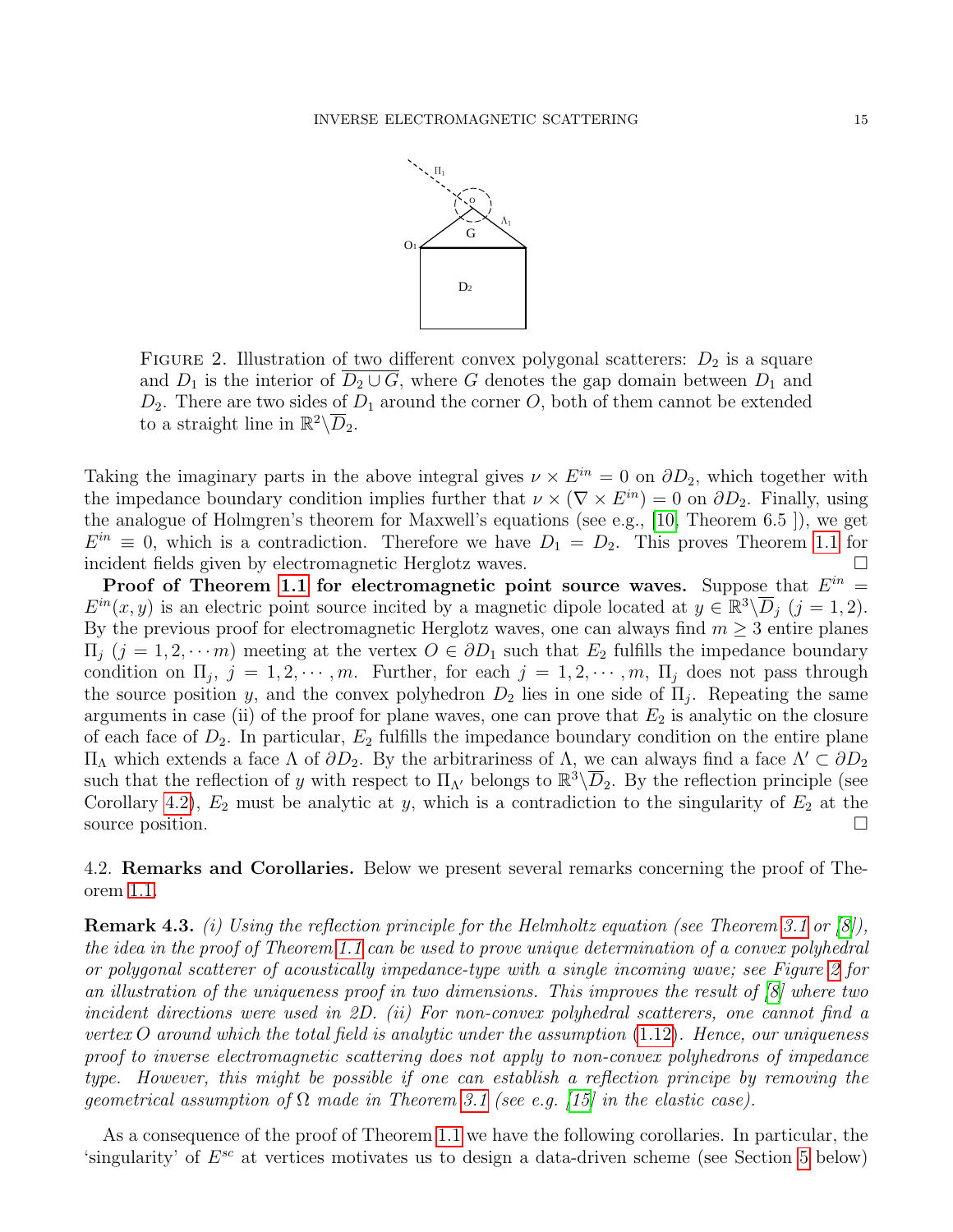FIGURE 2. Illustration of two different convex polygonal scatterers: $D_2$ is a square and $D_1$ is the interior of $\overline{D_2 \cup G}$, where $G$ denotes the gap domain between $D_1$ and $D_2$. There are two sides of $D_1$ around the corner $O$, both of them cannot be extended to a straight line in $\mathbb{R}^2 \backslash \overline{D}_2$.

Taking the imaginary parts in the above integral gives $\nu \times E^{in} = 0$ on $\partial D_2$, which together with the impedance boundary condition implies further that $\nu \times (\nabla \times E^{in}) = 0$ on $\partial D_2$. Finally, using the analogue of Holmgren's theorem for Maxwell's equations (see e.g., [10, Theorem 6.5 ]), we get $E^{in} \equiv 0$, which is a contradiction. Therefore we have $D_1 = D_2$. This proves Theorem 1.1 for incident fields given by electromagnetic Herglotz waves. $\square$

**Proof of Theorem 1.1 for electromagnetic point source waves.** Suppose that $E^{in} = E^{in}(x, y)$ is an electric point source incited by a magnetic dipole located at $y \in \mathbb{R}^3 \backslash \overline{D}_j$ $(j = 1, 2)$. By the previous proof for electromagnetic Herglotz waves, one can always find $m \geq 3$ entire planes $\Pi_j$ $(j = 1, 2, \cdots m)$ meeting at the vertex $O \in \partial D_1$ such that $E_2$ fulfills the impedance boundary condition on $\Pi_j$, $j = 1, 2, \cdots, m$. Further, for each $j = 1, 2, \cdots, m$, $\Pi_j$ does not pass through the source position $y$, and the convex polyhedron $D_2$ lies in one side of $\Pi_j$. Repeating the same arguments in case (ii) of the proof for plane waves, one can prove that $E_2$ is analytic on the closure of each face of $D_2$. In particular, $E_2$ fulfills the impedance boundary condition on the entire plane $\Pi_\Lambda$ which extends a face $\Lambda$ of $\partial D_2$. By the arbitrariness of $\Lambda$, we can always find a face $\Lambda' \subset \partial D_2$ such that the reflection of $y$ with respect to $\Pi_{\Lambda'}$ belongs to $\mathbb{R}^3 \backslash \overline{D}_2$. By the reflection principle (see Corollary 4.2), $E_2$ must be analytic at $y$, which is a contradiction to the singularity of $E_2$ at the source position. $\square$

## 4.2. Remarks and Corollaries.

Below we present several remarks concerning the proof of Theorem 1.1.

**Remark 4.3.** *(i) Using the reflection principle for the Helmholtz equation (see Theorem 3.1 or [8]), the idea in the proof of Theorem 1.1 can be used to prove unique determination of a convex polyhedral or polygonal scatterer of acoustically impedance-type with a single incoming wave; see Figure 2 for an illustration of the uniqueness proof in two dimensions. This improves the result of [8] where two incident directions were used in 2D. (ii) For non-convex polyhedral scatterers, one cannot find a vertex $O$ around which the total field is analytic under the assumption (1.12). Hence, our uniqueness proof to inverse electromagnetic scattering does not apply to non-convex polyhedrons of impedance type. However, this might be possible if one can establish a reflection principe by removing the geometrical assumption of $\Omega$ made in Theorem 3.1 (see e.g. [15] in the elastic case).*

As a consequence of the proof of Theorem 1.1 we have the following corollaries. In particular, the 'singularity' of $E^{sc}$ at vertices motivates us to design a data-driven scheme (see Section 5 below)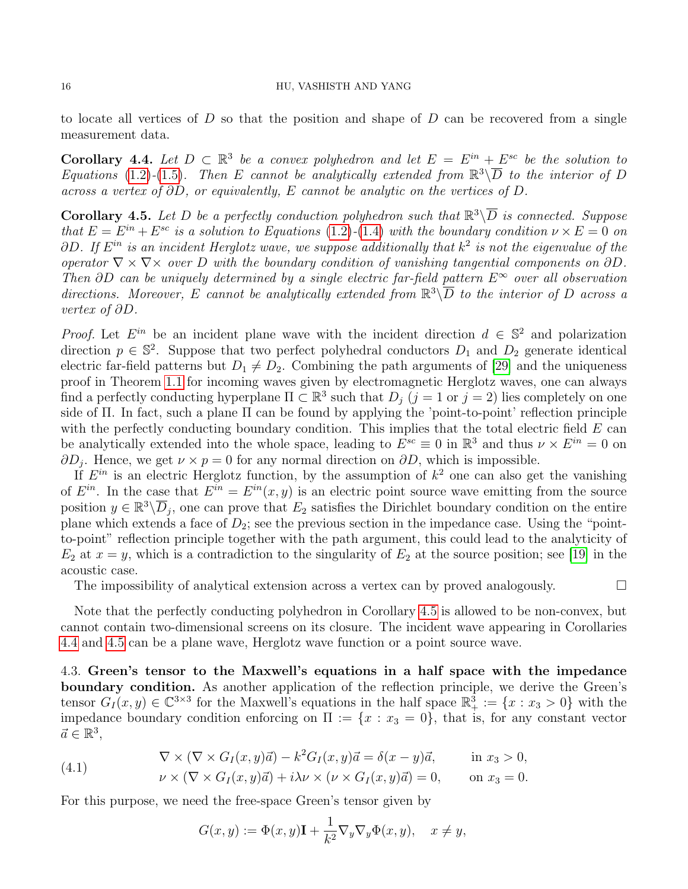to locate all vertices of $D$ so that the position and shape of $D$ can be recovered from a single measurement data.

**Corollary 4.4.** *Let $D \subset \mathbb{R}^3$ be a convex polyhedron and let $E = E^{in} + E^{sc}$ be the solution to Equations (1.2)-(1.5). Then $E$ cannot be analytically extended from $\mathbb{R}^3\backslash\overline{D}$ to the interior of $D$ across a vertex of $\partial D$, or equivalently, $E$ cannot be analytic on the vertices of $D$.*

**Corollary 4.5.** *Let $D$ be a perfectly conduction polyhedron such that $\mathbb{R}^3\backslash\overline{D}$ is connected. Suppose that $E = E^{in} + E^{sc}$ is a solution to Equations (1.2)-(1.4) with the boundary condition $\nu \times E = 0$ on $\partial D$. If $E^{in}$ is an incident Herglotz wave, we suppose additionally that $k^2$ is not the eigenvalue of the operator $\nabla \times \nabla \times$ over $D$ with the boundary condition of vanishing tangential components on $\partial D$. Then $\partial D$ can be uniquely determined by a single electric far-field pattern $E^\infty$ over all observation directions. Moreover, $E$ cannot be analytically extended from $\mathbb{R}^3\backslash\overline{D}$ to the interior of $D$ across a vertex of $\partial D$.*

*Proof.* Let $E^{in}$ be an incident plane wave with the incident direction $d \in \mathbb{S}^2$ and polarization direction $p \in \mathbb{S}^2$. Suppose that two perfect polyhedral conductors $D_1$ and $D_2$ generate identical electric far-field patterns but $D_1 \neq D_2$. Combining the path arguments of [29] and the uniqueness proof in Theorem 1.1 for incoming waves given by electromagnetic Herglotz waves, one can always find a perfectly conducting hyperplane $\Pi \subset \mathbb{R}^3$ such that $D_j$ ($j = 1$ or $j = 2$) lies completely on one side of $\Pi$. In fact, such a plane $\Pi$ can be found by applying the 'point-to-point' reflection principle with the perfectly conducting boundary condition. This implies that the total electric field $E$ can be analytically extended into the whole space, leading to $E^{sc} \equiv 0$ in $\mathbb{R}^3$ and thus $\nu \times E^{in} = 0$ on $\partial D_j$. Hence, we get $\nu \times p = 0$ for any normal direction on $\partial D$, which is impossible.

If $E^{in}$ is an electric Herglotz function, by the assumption of $k^2$ one can also get the vanishing of $E^{in}$. In the case that $E^{in} = E^{in}(x, y)$ is an electric point source wave emitting from the source position $y \in \mathbb{R}^3\backslash\overline{D}_j$, one can prove that $E_2$ satisfies the Dirichlet boundary condition on the entire plane which extends a face of $D_2$; see the previous section in the impedance case. Using the "point-to-point" reflection principle together with the path argument, this could lead to the analyticity of $E_2$ at $x = y$, which is a contradiction to the singularity of $E_2$ at the source position; see [19] in the acoustic case.

The impossibility of analytical extension across a vertex can by proved analogously. $\square$

Note that the perfectly conducting polyhedron in Corollary 4.5 is allowed to be non-convex, but cannot contain two-dimensional screens on its closure. The incident wave appearing in Corollaries 4.4 and 4.5 can be a plane wave, Herglotz wave function or a point source wave.

4.3. **Green's tensor to the Maxwell's equations in a half space with the impedance boundary condition.** As another application of the reflection principle, we derive the Green's tensor $G_I(x, y) \in \mathbb{C}^{3\times 3}$ for the Maxwell's equations in the half space $\mathbb{R}^3_+ := \{x : x_3 > 0\}$ with the impedance boundary condition enforcing on $\Pi := \{x : x_3 = 0\}$, that is, for any constant vector $\vec{a} \in \mathbb{R}^3$,

$$
\begin{aligned}
&\nabla \times (\nabla \times G_I(x, y)\vec{a}) - k^2 G_I(x, y)\vec{a} = \delta(x - y)\vec{a}, && \text{in } x_3 > 0, \\
&\nu \times (\nabla \times G_I(x, y)\vec{a}) + i\lambda\nu \times (\nu \times G_I(x, y)\vec{a}) = 0, && \text{on } x_3 = 0.
\end{aligned}
\tag{4.1}
$$

For this purpose, we need the free-space Green's tensor given by

$$
G(x, y) := \Phi(x, y)\mathbf{I} + \frac{1}{k^2}\nabla_y \nabla_y \Phi(x, y), \quad x \neq y,
$$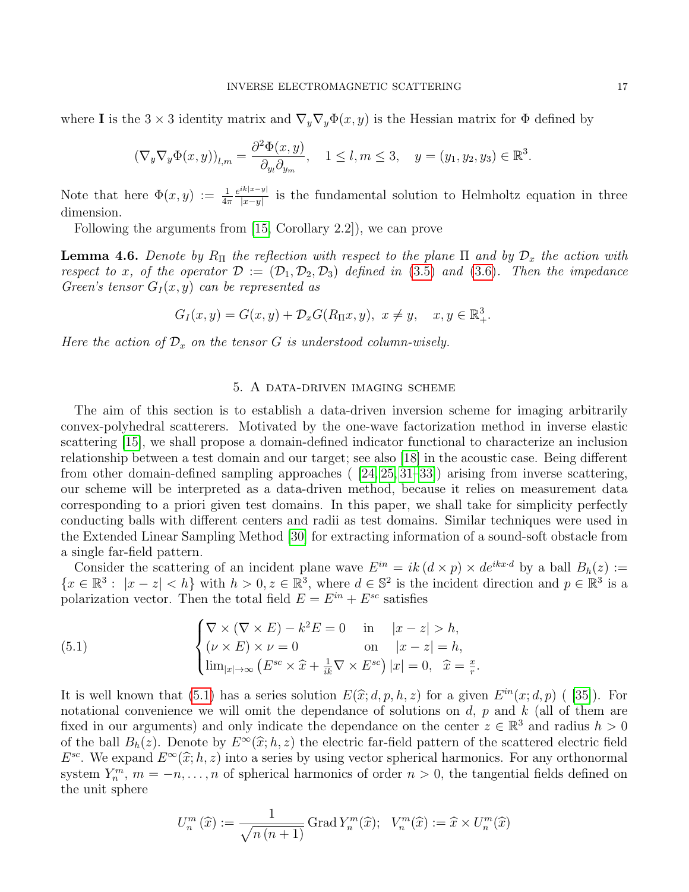where $\mathbf{I}$ is the $3 \times 3$ identity matrix and $\nabla_y \nabla_y \Phi(x, y)$ is the Hessian matrix for $\Phi$ defined by

$$(\nabla_y \nabla_y \Phi(x, y))_{l,m} = \frac{\partial^2 \Phi(x, y)}{\partial_{y_l} \partial_{y_m}}, \quad 1 \le l, m \le 3, \quad y = (y_1, y_2, y_3) \in \mathbb{R}^3.$$

Note that here $\Phi(x, y) := \frac{1}{4\pi} \frac{e^{ik|x-y|}}{|x-y|}$ is the fundamental solution to Helmholtz equation in three dimension.

Following the arguments from [15, Corollary 2.2]), we can prove

**Lemma 4.6.** *Denote by $R_\Pi$ the reflection with respect to the plane $\Pi$ and by $\mathcal{D}_x$ the action with respect to $x$, of the operator $\mathcal{D} := (\mathcal{D}_1, \mathcal{D}_2, \mathcal{D}_3)$ defined in (3.5) and (3.6). Then the impedance Green's tensor $G_I(x, y)$ can be represented as*

$$G_I(x, y) = G(x, y) + \mathcal{D}_x G(R_\Pi x, y), \ x \neq y, \quad x, y \in \mathbb{R}^3_+.$$

*Here the action of $\mathcal{D}_x$ on the tensor $G$ is understood column-wisely.*

## 5. A data-driven imaging scheme

The aim of this section is to establish a data-driven inversion scheme for imaging arbitrarily convex-polyhedral scatterers. Motivated by the one-wave factorization method in inverse elastic scattering [15], we shall propose a domain-defined indicator functional to characterize an inclusion relationship between a test domain and our target; see also [18] in the acoustic case. Being different from other domain-defined sampling approaches ( [24, 25, 31–33]) arising from inverse scattering, our scheme will be interpreted as a data-driven method, because it relies on measurement data corresponding to a priori given test domains. In this paper, we shall take for simplicity perfectly conducting balls with different centers and radii as test domains. Similar techniques were used in the Extended Linear Sampling Method [30] for extracting information of a sound-soft obstacle from a single far-field pattern.

Consider the scattering of an incident plane wave $E^{in} = ik\,(d \times p) \times d e^{ikx \cdot d}$ by a ball $B_h(z) := \{x \in \mathbb{R}^3 : \ |x - z| < h\}$ with $h > 0, z \in \mathbb{R}^3$, where $d \in \mathbb{S}^2$ is the incident direction and $p \in \mathbb{R}^3$ is a polarization vector. Then the total field $E = E^{in} + E^{sc}$ satisfies

$$\begin{cases} \nabla \times (\nabla \times E) - k^2 E = 0 & \text{in} \quad |x - z| > h, \\ (\nu \times E) \times \nu = 0 & \text{on} \quad |x - z| = h, \\ \lim_{|x| \to \infty} \left( E^{sc} \times \widehat{x} + \frac{1}{ik} \nabla \times E^{sc} \right) |x| = 0, & \widehat{x} = \frac{x}{r}. \end{cases} \tag{5.1}$$

It is well known that (5.1) has a series solution $E(\widehat{x}; d, p, h, z)$ for a given $E^{in}(x; d, p)$ ( [35]). For notational convenience we will omit the dependance of solutions on $d$, $p$ and $k$ (all of them are fixed in our arguments) and only indicate the dependance on the center $z \in \mathbb{R}^3$ and radius $h > 0$ of the ball $B_h(z)$. Denote by $E^\infty(\widehat{x}; h, z)$ the electric far-field pattern of the scattered electric field $E^{sc}$. We expand $E^\infty(\widehat{x}; h, z)$ into a series by using vector spherical harmonics. For any orthonormal system $Y_n^m$, $m = -n, \ldots, n$ of spherical harmonics of order $n > 0$, the tangential fields defined on the unit sphere

$$U_n^m(\widehat{x}) := \frac{1}{\sqrt{n\,(n+1)}} \operatorname{Grad} Y_n^m(\widehat{x}); \quad V_n^m(\widehat{x}) := \widehat{x} \times U_n^m(\widehat{x})$$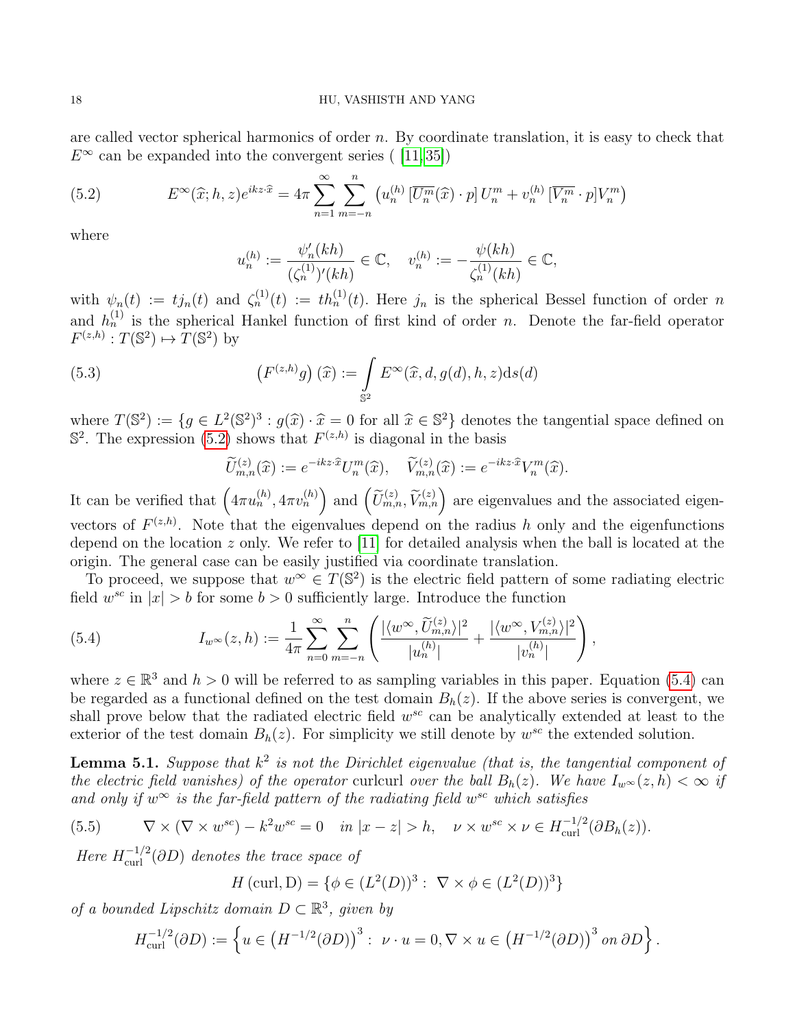are called vector spherical harmonics of order $n$. By coordinate translation, it is easy to check that $E^\infty$ can be expanded into the convergent series ( [11, 35])

$$
E^\infty(\widehat{x}; h, z) e^{ikz\cdot\widehat{x}} = 4\pi \sum_{n=1}^{\infty} \sum_{m=-n}^{n} \left( u_n^{(h)} \, [\overline{U_n^m}(\widehat{x}) \cdot p] \, U_n^m + v_n^{(h)} \, [\overline{V_n^m} \cdot p] V_n^m \right) \tag{5.2}
$$

where

$$
u_n^{(h)} := \frac{\psi_n'(kh)}{(\zeta_n^{(1)})'(kh)} \in \mathbb{C}, \quad v_n^{(h)} := -\frac{\psi(kh)}{\zeta_n^{(1)}(kh)} \in \mathbb{C},
$$

with $\psi_n(t) := t j_n(t)$ and $\zeta_n^{(1)}(t) := t h_n^{(1)}(t)$. Here $j_n$ is the spherical Bessel function of order $n$ and $h_n^{(1)}$ is the spherical Hankel function of first kind of order $n$. Denote the far-field operator $F^{(z,h)} : T(\mathbb{S}^2) \mapsto T(\mathbb{S}^2)$ by

$$
\left(F^{(z,h)} g\right)(\widehat{x}) := \int_{\mathbb{S}^2} E^\infty(\widehat{x}, d, g(d), h, z) \mathrm{d}s(d) \tag{5.3}
$$

where $T(\mathbb{S}^2) := \{ g \in L^2(\mathbb{S}^2)^3 : g(\widehat{x}) \cdot \widehat{x} = 0 \text{ for all } \widehat{x} \in \mathbb{S}^2 \}$ denotes the tangential space defined on $\mathbb{S}^2$. The expression (5.2) shows that $F^{(z,h)}$ is diagonal in the basis

$$
\widetilde{U}_{m,n}^{(z)}(\widehat{x}) := e^{-ikz\cdot\widehat{x}} U_n^m(\widehat{x}), \quad \widetilde{V}_{m,n}^{(z)}(\widehat{x}) := e^{-ikz\cdot\widehat{x}} V_n^m(\widehat{x}).
$$

It can be verified that $\left(4\pi u_n^{(h)}, 4\pi v_n^{(h)}\right)$ and $\left(\widetilde{U}_{m,n}^{(z)}, \widetilde{V}_{m,n}^{(z)}\right)$ are eigenvalues and the associated eigenvectors of $F^{(z,h)}$. Note that the eigenvalues depend on the radius $h$ only and the eigenfunctions depend on the location $z$ only. We refer to [11] for detailed analysis when the ball is located at the origin. The general case can be easily justified via coordinate translation.

To proceed, we suppose that $w^\infty \in T(\mathbb{S}^2)$ is the electric field pattern of some radiating electric field $w^{sc}$ in $|x| > b$ for some $b > 0$ sufficiently large. Introduce the function

$$
I_{w^\infty}(z, h) := \frac{1}{4\pi} \sum_{n=0}^{\infty} \sum_{m=-n}^{n} \left( \frac{|\langle w^\infty, \widetilde{U}_{m,n}^{(z)} \rangle|^2}{|u_n^{(h)}|} + \frac{|\langle w^\infty, V_{m,n}^{(z)} \rangle|^2}{|v_n^{(h)}|} \right), \tag{5.4}
$$

where $z \in \mathbb{R}^3$ and $h > 0$ will be referred to as sampling variables in this paper. Equation (5.4) can be regarded as a functional defined on the test domain $B_h(z)$. If the above series is convergent, we shall prove below that the radiated electric field $w^{sc}$ can be analytically extended at least to the exterior of the test domain $B_h(z)$. For simplicity we still denote by $w^{sc}$ the extended solution.

**Lemma 5.1.** *Suppose that $k^2$ is not the Dirichlet eigenvalue (that is, the tangential component of the electric field vanishes) of the operator* curlcurl *over the ball $B_h(z)$. We have $I_{w^\infty}(z, h) < \infty$ if and only if $w^\infty$ is the far-field pattern of the radiating field $w^{sc}$ which satisfies*

$$
\nabla \times (\nabla \times w^{sc}) - k^2 w^{sc} = 0 \quad \text{in } |x - z| > h, \quad \nu \times w^{sc} \times \nu \in H_{\mathrm{curl}}^{-1/2}(\partial B_h(z)). \tag{5.5}
$$

*Here $H_{\mathrm{curl}}^{-1/2}(\partial D)$ denotes the trace space of*

$$
H\left(\mathrm{curl}, \mathrm{D}\right) = \{ \phi \in (L^2(D))^3 : \ \nabla \times \phi \in (L^2(D))^3 \}
$$

*of a bounded Lipschitz domain $D \subset \mathbb{R}^3$, given by*

$$
H_{\mathrm{curl}}^{-1/2}(\partial D) := \left\{ u \in \left(H^{-1/2}(\partial D)\right)^3 : \ \nu \cdot u = 0, \nabla \times u \in \left(H^{-1/2}(\partial D)\right)^3 \text{ on } \partial D \right\}.
$$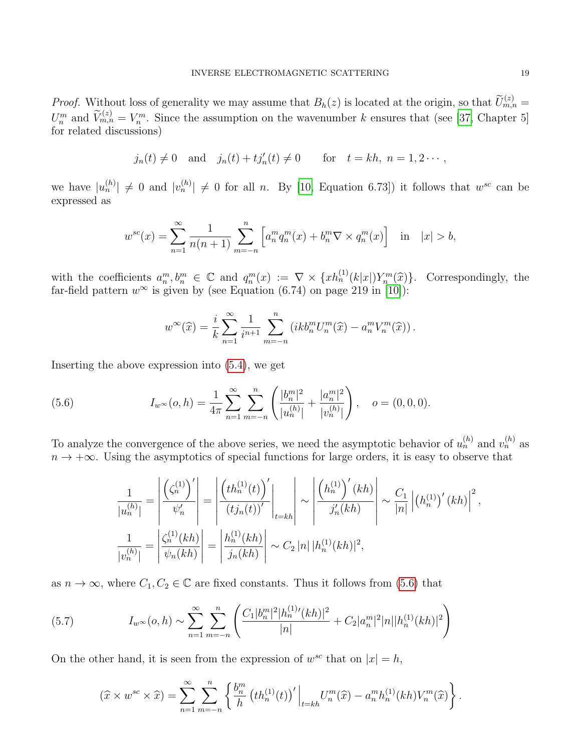*Proof.* Without loss of generality we may assume that $B_h(z)$ is located at the origin, so that $\widetilde{U}^{(z)}_{m,n} = U^m_n$ and $\widetilde{V}^{(z)}_{m,n} = V^m_n$. Since the assumption on the wavenumber $k$ ensures that (see [37, Chapter 5] for related discussions)

$$j_n(t) \neq 0 \quad \text{and} \quad j_n(t) + t j_n'(t) \neq 0 \qquad \text{for} \quad t = kh,\ n = 1, 2 \cdots,$$

we have $|u^{(h)}_n| \neq 0$ and $|v^{(h)}_n| \neq 0$ for all $n$. By [10, Equation 6.73]) it follows that $w^{sc}$ can be expressed as

$$w^{sc}(x) = \sum_{n=1}^{\infty} \frac{1}{n(n+1)} \sum_{m=-n}^{n} \left[ a^m_n q^m_n(x) + b^m_n \nabla \times q^m_n(x) \right] \quad \text{in} \quad |x| > b,$$

with the coefficients $a^m_n, b^m_n \in \mathbb{C}$ and $q^m_n(x) := \nabla \times \{x h^{(1)}_n(k|x|) Y^m_n(\widehat{x})\}$. Correspondingly, the far-field pattern $w^\infty$ is given by (see Equation (6.74) on page 219 in [10]):

$$w^\infty(\widehat{x}) = \frac{i}{k} \sum_{n=1}^{\infty} \frac{1}{i^{n+1}} \sum_{m=-n}^{n} \left( ik b^m_n U^m_n(\widehat{x}) - a^m_n V^m_n(\widehat{x}) \right).$$

Inserting the above expression into (5.4), we get

$$I_{w^\infty}(o, h) = \frac{1}{4\pi} \sum_{n=1}^{\infty} \sum_{m=-n}^{n} \left( \frac{|b^m_n|^2}{|u^{(h)}_n|} + \frac{|a^m_n|^2}{|v^{(h)}_n|} \right), \quad o = (0,0,0). \tag{5.6}$$

To analyze the convergence of the above series, we need the asymptotic behavior of $u^{(h)}_n$ and $v^{(h)}_n$ as $n \to +\infty$. Using the asymptotics of special functions for large orders, it is easy to observe that

$$\frac{1}{|u^{(h)}_n|} = \left| \frac{\left(\zeta^{(1)}_n\right)'}{\psi_n'} \right| = \left| \frac{\left(t h^{(1)}_n(t)\right)'}{\left(t j_n(t)\right)'} \Big|_{t=kh} \right| \sim \left| \frac{\left(h^{(1)}_n\right)'(kh)}{j_n'(kh)} \right| \sim \frac{C_1}{|n|} \left| \left(h^{(1)}_n\right)'(kh) \right|^2,$$

$$\frac{1}{|v^{(h)}_n|} = \left| \frac{\zeta^{(1)}_n(kh)}{\psi_n(kh)} \right| = \left| \frac{h^{(1)}_n(kh)}{j_n(kh)} \right| \sim C_2 \, |n| \, |h^{(1)}_n(kh)|^2,$$

as $n \to \infty$, where $C_1, C_2 \in \mathbb{C}$ are fixed constants. Thus it follows from (5.6) that

$$I_{w^\infty}(o, h) \sim \sum_{n=1}^{\infty} \sum_{m=-n}^{n} \left( \frac{C_1 |b^m_n|^2 |h^{(1)\prime}_n(kh)|^2}{|n|} + C_2 |a^m_n|^2 |n| |h^{(1)}_n(kh)|^2 \right) \tag{5.7}$$

On the other hand, it is seen from the expression of $w^{sc}$ that on $|x| = h$,

$$(\widehat{x} \times w^{sc} \times \widehat{x}) = \sum_{n=1}^{\infty} \sum_{m=-n}^{n} \left\{ \frac{b^m_n}{h} \left(t h^{(1)}_n(t)\right)' \Big|_{t=kh} U^m_n(\widehat{x}) - a^m_n h^{(1)}_n(kh) V^m_n(\widehat{x}) \right\}.$$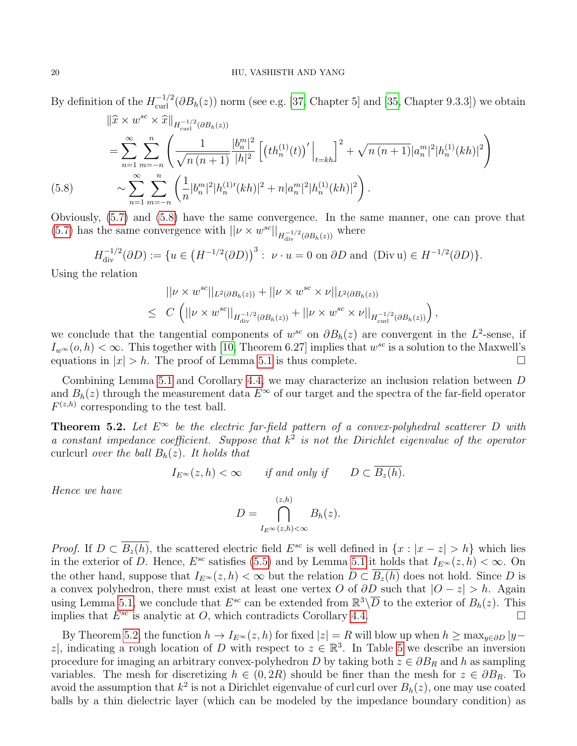By definition of the $H_{\rm curl}^{-1/2}(\partial B_h(z))$ norm (see e.g. [37, Chapter 5] and [35, Chapter 9.3.3]) we obtain

$$
\begin{aligned}
&\|\widehat{x}\times w^{sc}\times \widehat{x}\|_{H_{\rm curl}^{-1/2}(\partial B_h(z))}\\
&= \sum_{n=1}^{\infty}\sum_{m=-n}^{n}\left(\frac{1}{\sqrt{n\,(n+1)}}\frac{|b_n^m|^2}{|h|^2}\left[\left(th_n^{(1)}(t)\right)'\Big|_{t=kh}\right]^2+\sqrt{n\,(n+1)}|a_n^m|^2|h_n^{(1)}(kh)|^2\right)\\
&\sim \sum_{n=1}^{\infty}\sum_{m=-n}^{n}\left(\frac{1}{n}|b_n^m|^2|h_n^{(1)\prime}(kh)|^2+n|a_n^m|^2|h_n^{(1)}(kh)|^2\right). \qquad (5.8)
\end{aligned}
$$

Obviously, (5.7) and (5.8) have the same convergence. In the same manner, one can prove that (5.7) has the same convergence with $||\nu\times w^{sc}||_{H_{\rm div}^{-1/2}(\partial B_h(z))}$ where

$$
H_{\rm div}^{-1/2}(\partial D):=\{u\in\left(H^{-1/2}(\partial D)\right)^3:\ \nu\cdot u=0 \text{ on } \partial D \text{ and } ({\rm Div\,u})\in H^{-1/2}(\partial D)\}.
$$

Using the relation

$$
\begin{aligned}
&||\nu\times w^{sc}||_{L^2(\partial B_h(z))}+||\nu\times w^{sc}\times\nu||_{L^2(\partial B_h(z))}\\
\leq\ & C\left(||\nu\times w^{sc}||_{H_{\rm div}^{-1/2}(\partial B_h(z))}+||\nu\times w^{sc}\times\nu||_{H_{\rm curl}^{-1/2}(\partial B_h(z))}\right),
\end{aligned}
$$

we conclude that the tangential components of $w^{sc}$ on $\partial B_h(z)$ are convergent in the $L^2$-sense, if $I_{w^\infty}(o,h)<\infty$. This together with [10, Theorem 6.27] implies that $w^{sc}$ is a solution to the Maxwell's equations in $|x|>h$. The proof of Lemma 5.1 is thus complete. $\square$

Combining Lemma 5.1 and Corollary 4.4, we may characterize an inclusion relation between $D$ and $B_h(z)$ through the measurement data $E^\infty$ of our target and the spectra of the far-field operator $F^{(z,h)}$ corresponding to the test ball.

**Theorem 5.2.** *Let $E^\infty$ be the electric far-field pattern of a convex-polyhedral scatterer $D$ with a constant impedance coefficient. Suppose that $k^2$ is not the Dirichlet eigenvalue of the operator* curlcurl *over the ball $B_h(z)$. It holds that*

$$
I_{E^\infty}(z,h)<\infty \qquad \text{if and only if} \qquad D\subset\overline{B_z(h)}.
$$

*Hence we have*

$$
D=\bigcap_{I_{E^\infty}(z,h)<\infty}^{(z,h)} B_h(z).
$$

*Proof.* If $D\subset\overline{B_z(h)}$, the scattered electric field $E^{sc}$ is well defined in $\{x:|x-z|>h\}$ which lies in the exterior of $D$. Hence, $E^{sc}$ satisfies (5.5) and by Lemma 5.1 it holds that $I_{E^\infty}(z,h)<\infty$. On the other hand, suppose that $I_{E^\infty}(z,h)<\infty$ but the relation $D\subset\overline{B_z(h)}$ does not hold. Since $D$ is a convex polyhedron, there must exist at least one vertex $O$ of $\partial D$ such that $|O-z|>h$. Again using Lemma 5.1, we conclude that $E^{sc}$ can be extended from $\mathbb{R}^3\backslash\overline{D}$ to the exterior of $B_h(z)$. This implies that $E^{sc}$ is analytic at $O$, which contradicts Corollary 4.4. $\square$

By Theorem 5.2, the function $h\to I_{E^\infty}(z,h)$ for fixed $|z|=R$ will blow up when $h\geq\max_{y\in\partial D}|y-z|$, indicating a rough location of $D$ with respect to $z\in\mathbb{R}^3$. In Table 5 we describe an inversion procedure for imaging an arbitrary convex-polyhedron $D$ by taking both $z\in\partial B_R$ and $h$ as sampling variables. The mesh for discretizing $h\in(0,2R)$ should be finer than the mesh for $z\in\partial B_R$. To avoid the assumption that $k^2$ is not a Dirichlet eigenvalue of curl curl over $B_h(z)$, one may use coated balls by a thin dielectric layer (which can be modeled by the impedance boundary condition) as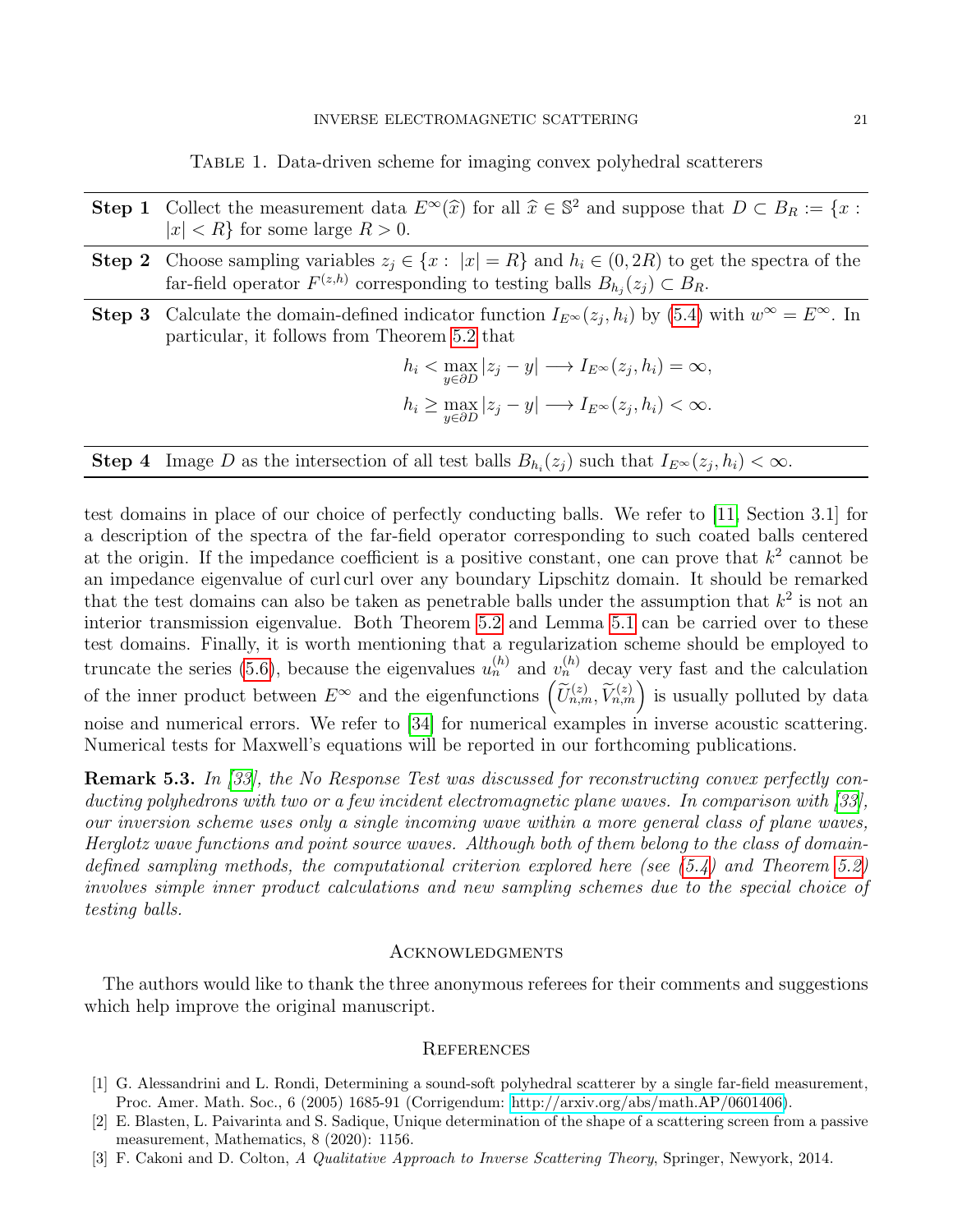Table 1. Data-driven scheme for imaging convex polyhedral scatterers

| | |
|---|---|
| **Step 1** | Collect the measurement data $E^\infty(\widehat{x})$ for all $\widehat{x} \in \mathbb{S}^2$ and suppose that $D \subset B_R := \{x : \|x\| < R\}$ for some large $R > 0$. |
| **Step 2** | Choose sampling variables $z_j \in \{x : \|x\| = R\}$ and $h_i \in (0, 2R)$ to get the spectra of the far-field operator $F^{(z,h)}$ corresponding to testing balls $B_{h_j}(z_j) \subset B_R$. |
| **Step 3** | Calculate the domain-defined indicator function $I_{E^\infty}(z_j, h_i)$ by (5.4) with $w^\infty = E^\infty$. In particular, it follows from Theorem 5.2 that $h_i < \max_{y\in\partial D} \|z_j - y\| \longrightarrow I_{E^\infty}(z_j, h_i) = \infty$, $h_i \geq \max_{y\in\partial D} \|z_j - y\| \longrightarrow I_{E^\infty}(z_j, h_i) < \infty$. |
| **Step 4** | Image $D$ as the intersection of all test balls $B_{h_i}(z_j)$ such that $I_{E^\infty}(z_j, h_i) < \infty$. |

test domains in place of our choice of perfectly conducting balls. We refer to [11, Section 3.1] for a description of the spectra of the far-field operator corresponding to such coated balls centered at the origin. If the impedance coefficient is a positive constant, one can prove that $k^2$ cannot be an impedance eigenvalue of curl curl over any boundary Lipschitz domain. It should be remarked that the test domains can also be taken as penetrable balls under the assumption that $k^2$ is not an interior transmission eigenvalue. Both Theorem 5.2 and Lemma 5.1 can be carried over to these test domains. Finally, it is worth mentioning that a regularization scheme should be employed to truncate the series (5.6), because the eigenvalues $u_n^{(h)}$ and $v_n^{(h)}$ decay very fast and the calculation of the inner product between $E^\infty$ and the eigenfunctions $\left(\widetilde{U}_{n,m}^{(z)}, \widetilde{V}_{n,m}^{(z)}\right)$ is usually polluted by data noise and numerical errors. We refer to [34] for numerical examples in inverse acoustic scattering. Numerical tests for Maxwell's equations will be reported in our forthcoming publications.

**Remark 5.3.** *In [33], the No Response Test was discussed for reconstructing convex perfectly conducting polyhedrons with two or a few incident electromagnetic plane waves. In comparison with [33], our inversion scheme uses only a single incoming wave within a more general class of plane waves, Herglotz wave functions and point source waves. Although both of them belong to the class of domain-defined sampling methods, the computational criterion explored here (see (5.4) and Theorem 5.2) involves simple inner product calculations and new sampling schemes due to the special choice of testing balls.*

## Acknowledgments

The authors would like to thank the three anonymous referees for their comments and suggestions which help improve the original manuscript.

## References

[1] G. Alessandrini and L. Rondi, Determining a sound-soft polyhedral scatterer by a single far-field measurement, Proc. Amer. Math. Soc., 6 (2005) 1685-91 (Corrigendum: http://arxiv.org/abs/math.AP/0601406).

[2] E. Blasten, L. Paivarinta and S. Sadique, Unique determination of the shape of a scattering screen from a passive measurement, Mathematics, 8 (2020): 1156.

[3] F. Cakoni and D. Colton, *A Qualitative Approach to Inverse Scattering Theory*, Springer, Newyork, 2014.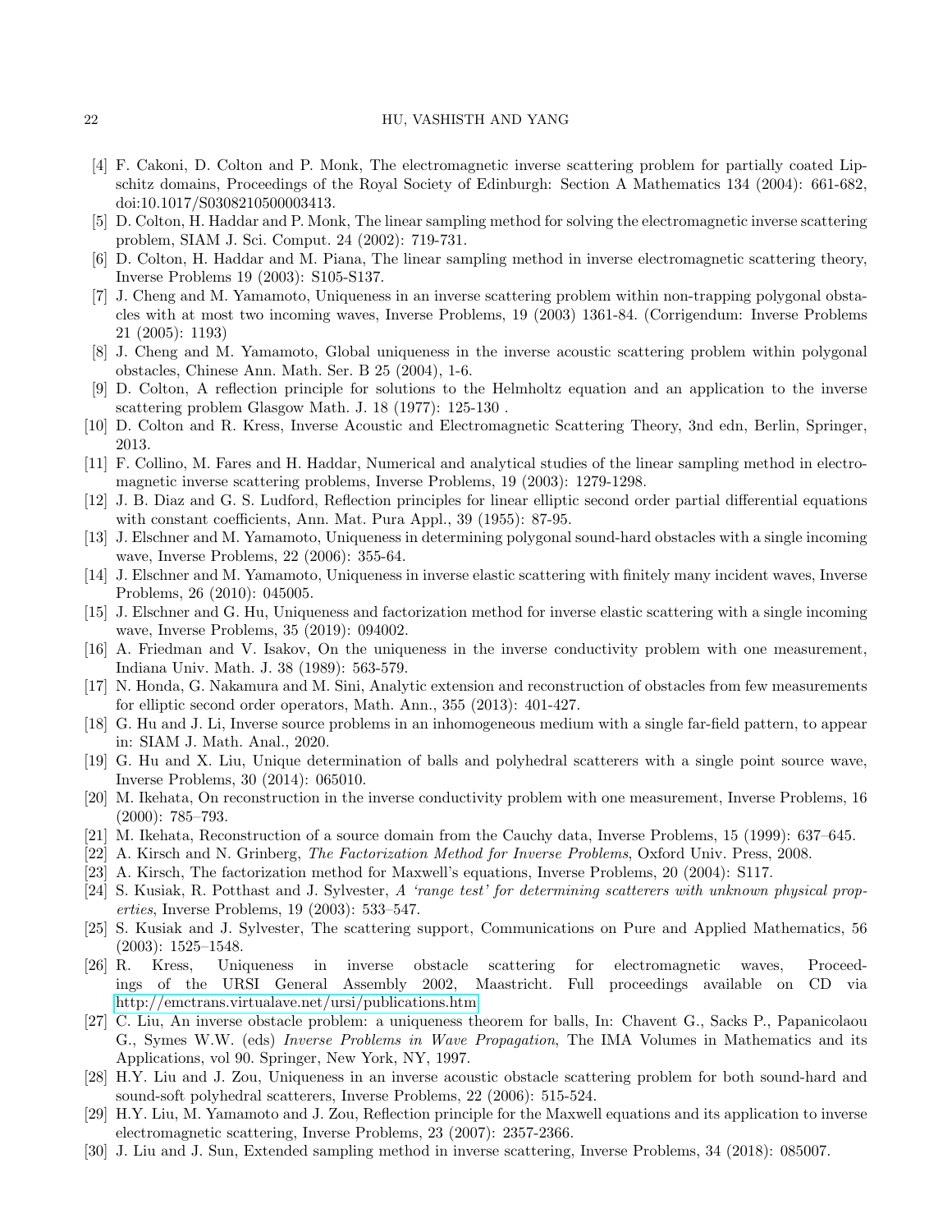- [4] F. Cakoni, D. Colton and P. Monk, The electromagnetic inverse scattering problem for partially coated Lipschitz domains, Proceedings of the Royal Society of Edinburgh: Section A Mathematics 134 (2004): 661-682, doi:10.1017/S0308210500003413.
- [5] D. Colton, H. Haddar and P. Monk, The linear sampling method for solving the electromagnetic inverse scattering problem, SIAM J. Sci. Comput. 24 (2002): 719-731.
- [6] D. Colton, H. Haddar and M. Piana, The linear sampling method in inverse electromagnetic scattering theory, Inverse Problems 19 (2003): S105-S137.
- [7] J. Cheng and M. Yamamoto, Uniqueness in an inverse scattering problem within non-trapping polygonal obstacles with at most two incoming waves, Inverse Problems, 19 (2003) 1361-84. (Corrigendum: Inverse Problems 21 (2005): 1193)
- [8] J. Cheng and M. Yamamoto, Global uniqueness in the inverse acoustic scattering problem within polygonal obstacles, Chinese Ann. Math. Ser. B 25 (2004), 1-6.
- [9] D. Colton, A reflection principle for solutions to the Helmholtz equation and an application to the inverse scattering problem Glasgow Math. J. 18 (1977): 125-130 .
- [10] D. Colton and R. Kress, Inverse Acoustic and Electromagnetic Scattering Theory, 3nd edn, Berlin, Springer, 2013.
- [11] F. Collino, M. Fares and H. Haddar, Numerical and analytical studies of the linear sampling method in electromagnetic inverse scattering problems, Inverse Problems, 19 (2003): 1279-1298.
- [12] J. B. Diaz and G. S. Ludford, Reflection principles for linear elliptic second order partial differential equations with constant coefficients, Ann. Mat. Pura Appl., 39 (1955): 87-95.
- [13] J. Elschner and M. Yamamoto, Uniqueness in determining polygonal sound-hard obstacles with a single incoming wave, Inverse Problems, 22 (2006): 355-64.
- [14] J. Elschner and M. Yamamoto, Uniqueness in inverse elastic scattering with finitely many incident waves, Inverse Problems, 26 (2010): 045005.
- [15] J. Elschner and G. Hu, Uniqueness and factorization method for inverse elastic scattering with a single incoming wave, Inverse Problems, 35 (2019): 094002.
- [16] A. Friedman and V. Isakov, On the uniqueness in the inverse conductivity problem with one measurement, Indiana Univ. Math. J. 38 (1989): 563-579.
- [17] N. Honda, G. Nakamura and M. Sini, Analytic extension and reconstruction of obstacles from few measurements for elliptic second order operators, Math. Ann., 355 (2013): 401-427.
- [18] G. Hu and J. Li, Inverse source problems in an inhomogeneous medium with a single far-field pattern, to appear in: SIAM J. Math. Anal., 2020.
- [19] G. Hu and X. Liu, Unique determination of balls and polyhedral scatterers with a single point source wave, Inverse Problems, 30 (2014): 065010.
- [20] M. Ikehata, On reconstruction in the inverse conductivity problem with one measurement, Inverse Problems, 16 (2000): 785–793.
- [21] M. Ikehata, Reconstruction of a source domain from the Cauchy data, Inverse Problems, 15 (1999): 637–645.
- [22] A. Kirsch and N. Grinberg, *The Factorization Method for Inverse Problems*, Oxford Univ. Press, 2008.
- [23] A. Kirsch, The factorization method for Maxwell's equations, Inverse Problems, 20 (2004): S117.
- [24] S. Kusiak, R. Potthast and J. Sylvester, *A 'range test' for determining scatterers with unknown physical properties*, Inverse Problems, 19 (2003): 533–547.
- [25] S. Kusiak and J. Sylvester, The scattering support, Communications on Pure and Applied Mathematics, 56 (2003): 1525–1548.
- [26] R. Kress, Uniqueness in inverse obstacle scattering for electromagnetic waves, Proceedings of the URSI General Assembly 2002, Maastricht. Full proceedings available on CD via http://emctrans.virtualave.net/ursi/publications.htm
- [27] C. Liu, An inverse obstacle problem: a uniqueness theorem for balls, In: Chavent G., Sacks P., Papanicolaou G., Symes W.W. (eds) *Inverse Problems in Wave Propagation*, The IMA Volumes in Mathematics and its Applications, vol 90. Springer, New York, NY, 1997.
- [28] H.Y. Liu and J. Zou, Uniqueness in an inverse acoustic obstacle scattering problem for both sound-hard and sound-soft polyhedral scatterers, Inverse Problems, 22 (2006): 515-524.
- [29] H.Y. Liu, M. Yamamoto and J. Zou, Reflection principle for the Maxwell equations and its application to inverse electromagnetic scattering, Inverse Problems, 23 (2007): 2357-2366.
- [30] J. Liu and J. Sun, Extended sampling method in inverse scattering, Inverse Problems, 34 (2018): 085007.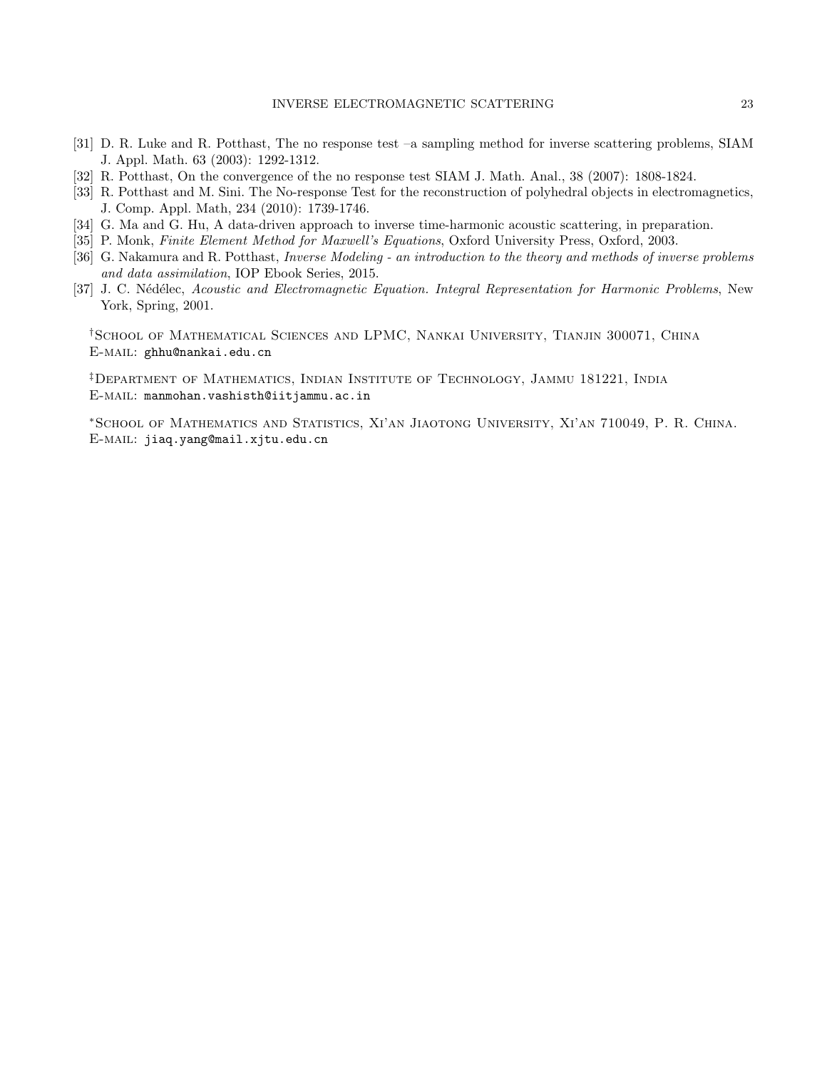[31] D. R. Luke and R. Potthast, The no response test –a sampling method for inverse scattering problems, SIAM J. Appl. Math. 63 (2003): 1292-1312.

[32] R. Potthast, On the convergence of the no response test SIAM J. Math. Anal., 38 (2007): 1808-1824.

[33] R. Potthast and M. Sini. The No-response Test for the reconstruction of polyhedral objects in electromagnetics, J. Comp. Appl. Math, 234 (2010): 1739-1746.

[34] G. Ma and G. Hu, A data-driven approach to inverse time-harmonic acoustic scattering, in preparation.

[35] P. Monk, *Finite Element Method for Maxwell's Equations*, Oxford University Press, Oxford, 2003.

[36] G. Nakamura and R. Potthast, *Inverse Modeling - an introduction to the theory and methods of inverse problems and data assimilation*, IOP Ebook Series, 2015.

[37] J. C. Nédélec, *Acoustic and Electromagnetic Equation. Integral Representation for Harmonic Problems*, New York, Spring, 2001.

†School of Mathematical Sciences and LPMC, Nankai University, Tianjin 300071, China
E-mail: ghhu@nankai.edu.cn

‡Department of Mathematics, Indian Institute of Technology, Jammu 181221, India
E-mail: manmohan.vashisth@iitjammu.ac.in

*School of Mathematics and Statistics, Xi'an Jiaotong University, Xi'an 710049, P. R. China.
E-mail: jiaq.yang@mail.xjtu.edu.cn